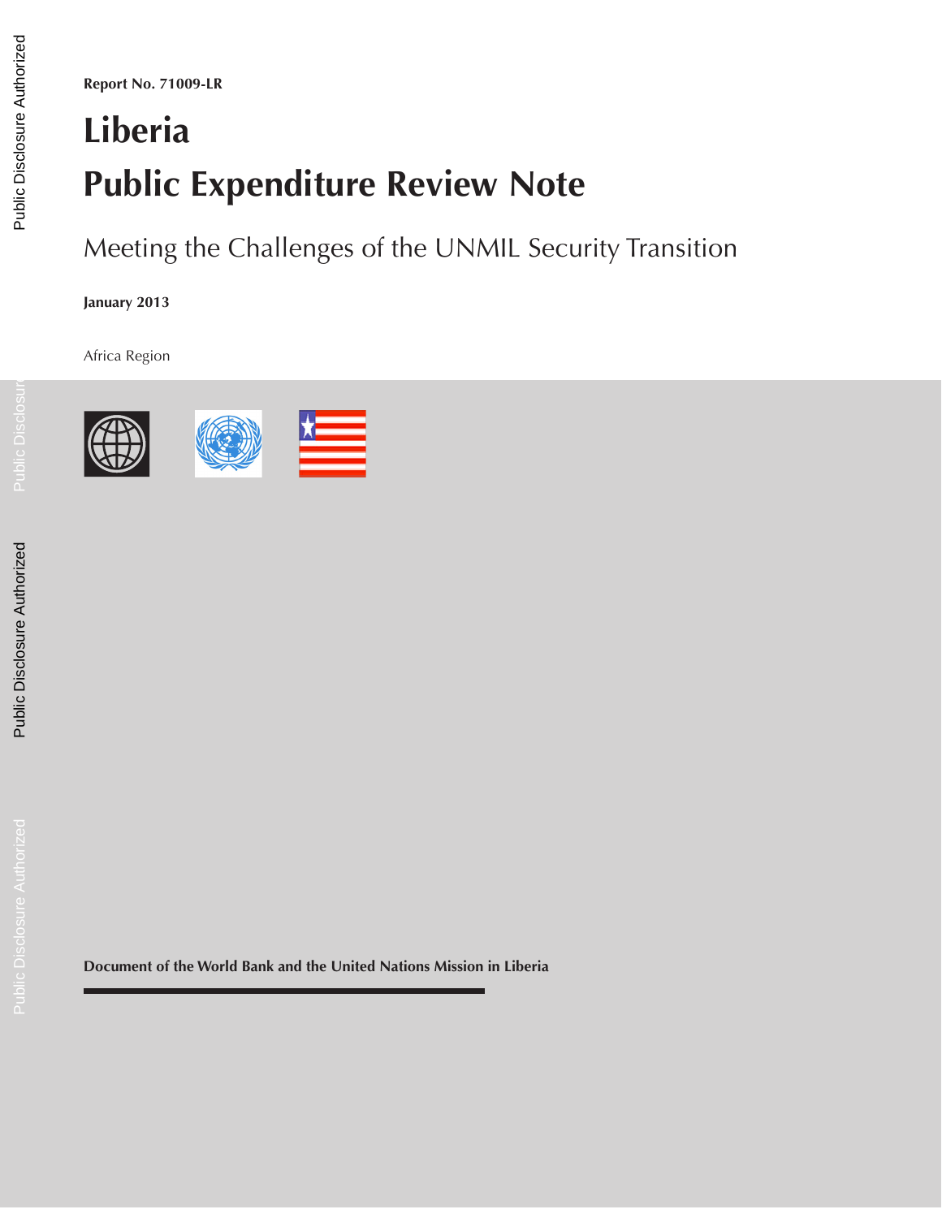Report No. 71009-LR

# Liberia
# Public Expenditure Review Note

## Meeting the Challenges of the UNMIL Security Transition

**January 2013**

Africa Region

**Document of the World Bank and the United Nations Mission in Liberia**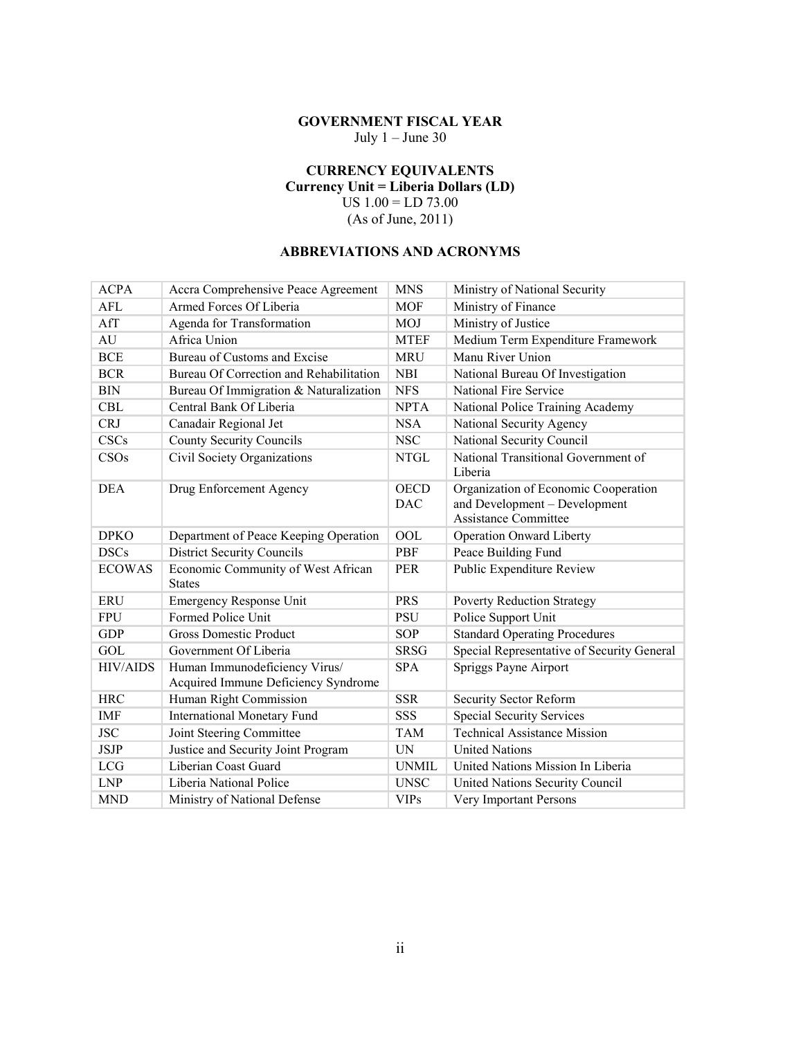**GOVERNMENT FISCAL YEAR**
July 1 – June 30

**CURRENCY EQUIVALENTS**
**Currency Unit = Liberia Dollars (LD)**
US 1.00 = LD 73.00
(As of June, 2011)

## ABBREVIATIONS AND ACRONYMS

| | | | |
|---|---|---|---|
| ACPA | Accra Comprehensive Peace Agreement | MNS | Ministry of National Security |
| AFL | Armed Forces Of Liberia | MOF | Ministry of Finance |
| AfT | Agenda for Transformation | MOJ | Ministry of Justice |
| AU | Africa Union | MTEF | Medium Term Expenditure Framework |
| BCE | Bureau of Customs and Excise | MRU | Manu River Union |
| BCR | Bureau Of Correction and Rehabilitation | NBI | National Bureau Of Investigation |
| BIN | Bureau Of Immigration & Naturalization | NFS | National Fire Service |
| CBL | Central Bank Of Liberia | NPTA | National Police Training Academy |
| CRJ | Canadair Regional Jet | NSA | National Security Agency |
| CSCs | County Security Councils | NSC | National Security Council |
| CSOs | Civil Society Organizations | NTGL | National Transitional Government of Liberia |
| DEA | Drug Enforcement Agency | OECD DAC | Organization of Economic Cooperation and Development – Development Assistance Committee |
| DPKO | Department of Peace Keeping Operation | OOL | Operation Onward Liberty |
| DSCs | District Security Councils | PBF | Peace Building Fund |
| ECOWAS | Economic Community of West African States | PER | Public Expenditure Review |
| ERU | Emergency Response Unit | PRS | Poverty Reduction Strategy |
| FPU | Formed Police Unit | PSU | Police Support Unit |
| GDP | Gross Domestic Product | SOP | Standard Operating Procedures |
| GOL | Government Of Liberia | SRSG | Special Representative of Security General |
| HIV/AIDS | Human Immunodeficiency Virus/ Acquired Immune Deficiency Syndrome | SPA | Spriggs Payne Airport |
| HRC | Human Right Commission | SSR | Security Sector Reform |
| IMF | International Monetary Fund | SSS | Special Security Services |
| JSC | Joint Steering Committee | TAM | Technical Assistance Mission |
| JSJP | Justice and Security Joint Program | UN | United Nations |
| LCG | Liberian Coast Guard | UNMIL | United Nations Mission In Liberia |
| LNP | Liberia National Police | UNSC | United Nations Security Council |
| MND | Ministry of National Defense | VIPs | Very Important Persons |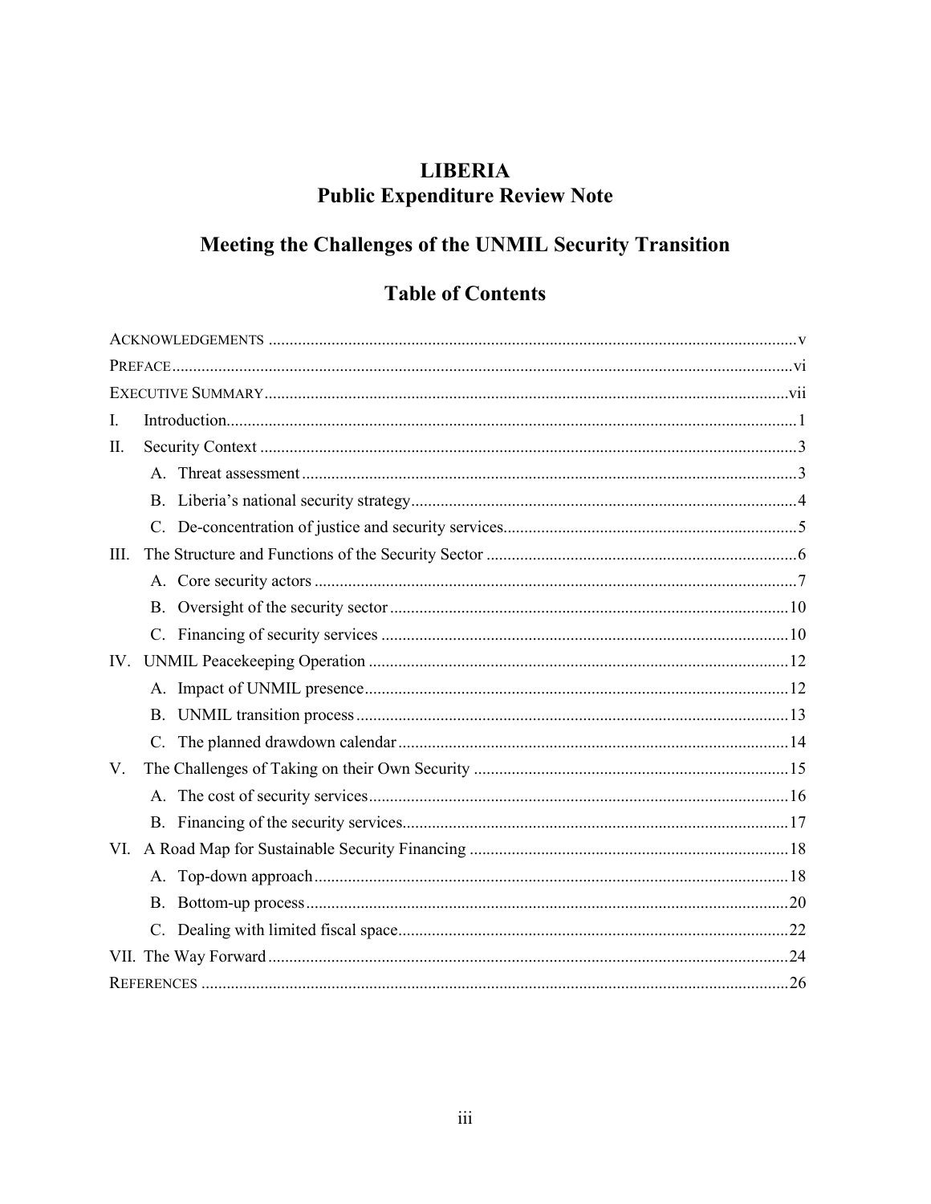# LIBERIA
# Public Expenditure Review Note

## Meeting the Challenges of the UNMIL Security Transition

## Table of Contents

ACKNOWLEDGEMENTS .......... v

PREFACE .......... vi

EXECUTIVE SUMMARY .......... vii

I. Introduction .......... 1

II. Security Context .......... 3

- A. Threat assessment .......... 3
- B. Liberia's national security strategy .......... 4
- C. De-concentration of justice and security services .......... 5

III. The Structure and Functions of the Security Sector .......... 6

- A. Core security actors .......... 7
- B. Oversight of the security sector .......... 10
- C. Financing of security services .......... 10

IV. UNMIL Peacekeeping Operation .......... 12

- A. Impact of UNMIL presence .......... 12
- B. UNMIL transition process .......... 13
- C. The planned drawdown calendar .......... 14

V. The Challenges of Taking on their Own Security .......... 15

- A. The cost of security services .......... 16
- B. Financing of the security services .......... 17

VI. A Road Map for Sustainable Security Financing .......... 18

- A. Top-down approach .......... 18
- B. Bottom-up process .......... 20
- C. Dealing with limited fiscal space .......... 22

VII. The Way Forward .......... 24

REFERENCES .......... 26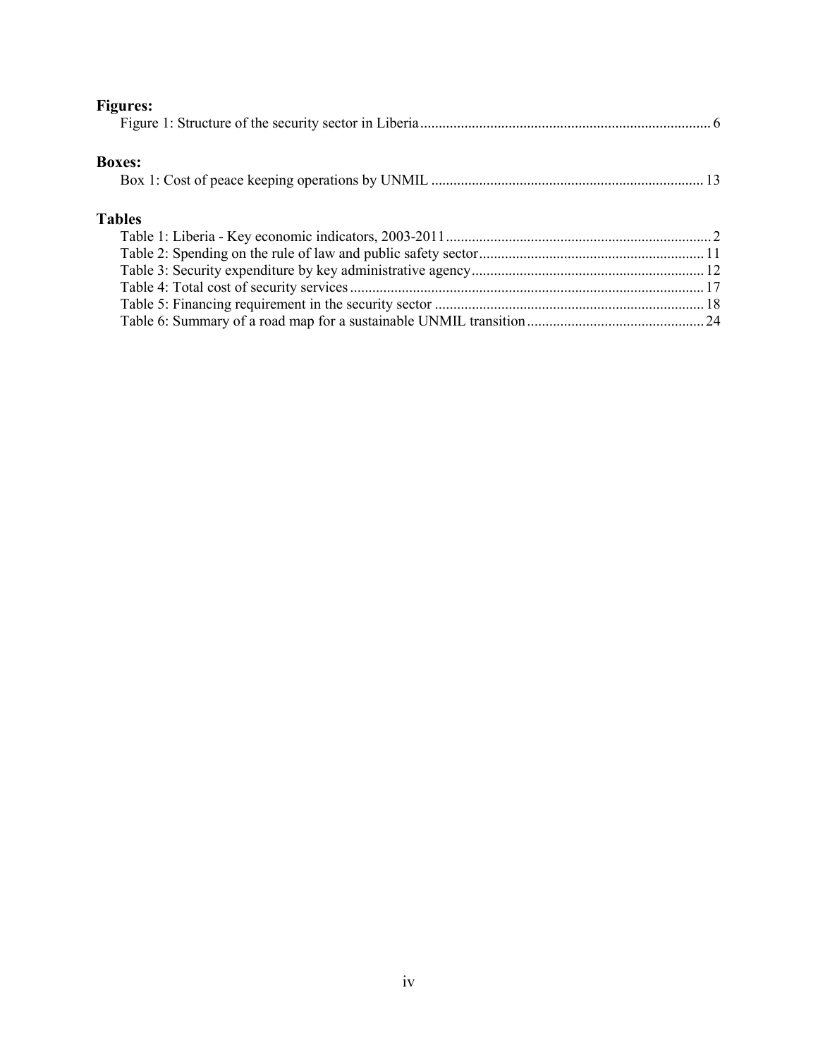**Figures:**

Figure 1: Structure of the security sector in Liberia ........................................................................ 6

**Boxes:**

Box 1: Cost of peace keeping operations by UNMIL ........................................................................ 13

**Tables**

Table 1: Liberia - Key economic indicators, 2003-2011 ........................................................................ 2
Table 2: Spending on the rule of law and public safety sector ........................................................................ 11
Table 3: Security expenditure by key administrative agency ........................................................................ 12
Table 4: Total cost of security services ........................................................................ 17
Table 5: Financing requirement in the security sector ........................................................................ 18
Table 6: Summary of a road map for a sustainable UNMIL transition ........................................................................ 24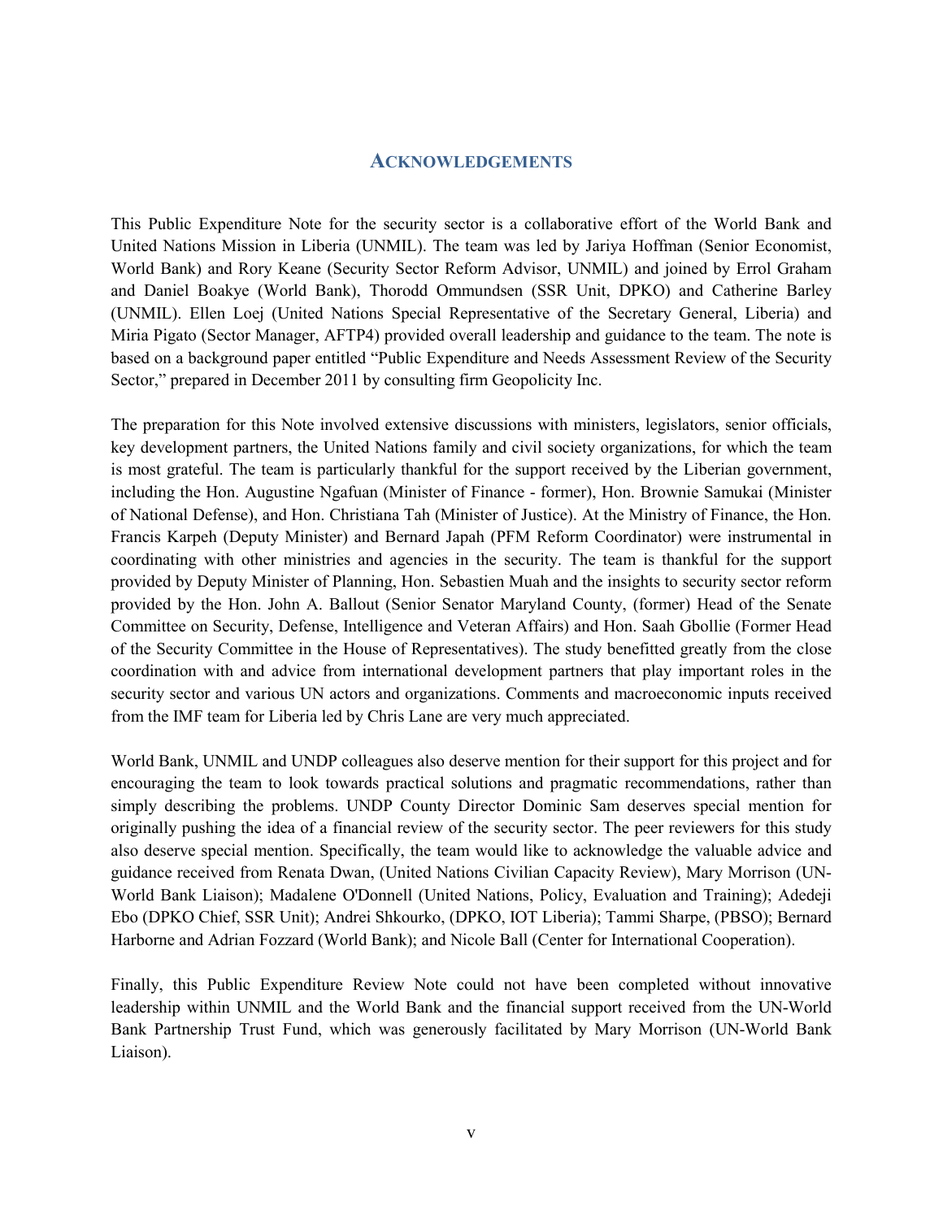## Acknowledgements

This Public Expenditure Note for the security sector is a collaborative effort of the World Bank and United Nations Mission in Liberia (UNMIL). The team was led by Jariya Hoffman (Senior Economist, World Bank) and Rory Keane (Security Sector Reform Advisor, UNMIL) and joined by Errol Graham and Daniel Boakye (World Bank), Thorodd Ommundsen (SSR Unit, DPKO) and Catherine Barley (UNMIL). Ellen Loej (United Nations Special Representative of the Secretary General, Liberia) and Miria Pigato (Sector Manager, AFTP4) provided overall leadership and guidance to the team. The note is based on a background paper entitled "Public Expenditure and Needs Assessment Review of the Security Sector," prepared in December 2011 by consulting firm Geopolicity Inc.

The preparation for this Note involved extensive discussions with ministers, legislators, senior officials, key development partners, the United Nations family and civil society organizations, for which the team is most grateful. The team is particularly thankful for the support received by the Liberian government, including the Hon. Augustine Ngafuan (Minister of Finance - former), Hon. Brownie Samukai (Minister of National Defense), and Hon. Christiana Tah (Minister of Justice). At the Ministry of Finance, the Hon. Francis Karpeh (Deputy Minister) and Bernard Japah (PFM Reform Coordinator) were instrumental in coordinating with other ministries and agencies in the security. The team is thankful for the support provided by Deputy Minister of Planning, Hon. Sebastien Muah and the insights to security sector reform provided by the Hon. John A. Ballout (Senior Senator Maryland County, (former) Head of the Senate Committee on Security, Defense, Intelligence and Veteran Affairs) and Hon. Saah Gbollie (Former Head of the Security Committee in the House of Representatives). The study benefitted greatly from the close coordination with and advice from international development partners that play important roles in the security sector and various UN actors and organizations. Comments and macroeconomic inputs received from the IMF team for Liberia led by Chris Lane are very much appreciated.

World Bank, UNMIL and UNDP colleagues also deserve mention for their support for this project and for encouraging the team to look towards practical solutions and pragmatic recommendations, rather than simply describing the problems. UNDP County Director Dominic Sam deserves special mention for originally pushing the idea of a financial review of the security sector. The peer reviewers for this study also deserve special mention. Specifically, the team would like to acknowledge the valuable advice and guidance received from Renata Dwan, (United Nations Civilian Capacity Review), Mary Morrison (UN-World Bank Liaison); Madalene O'Donnell (United Nations, Policy, Evaluation and Training); Adedeji Ebo (DPKO Chief, SSR Unit); Andrei Shkourko, (DPKO, IOT Liberia); Tammi Sharpe, (PBSO); Bernard Harborne and Adrian Fozzard (World Bank); and Nicole Ball (Center for International Cooperation).

Finally, this Public Expenditure Review Note could not have been completed without innovative leadership within UNMIL and the World Bank and the financial support received from the UN-World Bank Partnership Trust Fund, which was generously facilitated by Mary Morrison (UN-World Bank Liaison).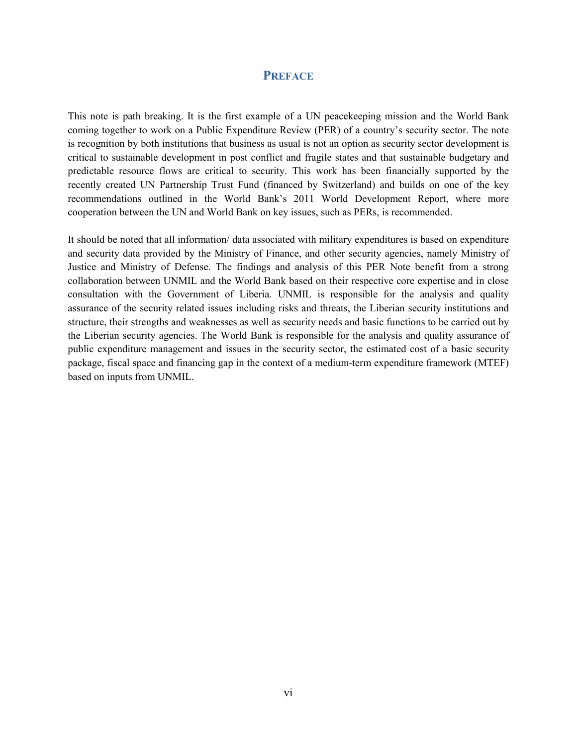# PREFACE

This note is path breaking. It is the first example of a UN peacekeeping mission and the World Bank coming together to work on a Public Expenditure Review (PER) of a country's security sector. The note is recognition by both institutions that business as usual is not an option as security sector development is critical to sustainable development in post conflict and fragile states and that sustainable budgetary and predictable resource flows are critical to security. This work has been financially supported by the recently created UN Partnership Trust Fund (financed by Switzerland) and builds on one of the key recommendations outlined in the World Bank's 2011 World Development Report, where more cooperation between the UN and World Bank on key issues, such as PERs, is recommended.

It should be noted that all information/ data associated with military expenditures is based on expenditure and security data provided by the Ministry of Finance, and other security agencies, namely Ministry of Justice and Ministry of Defense. The findings and analysis of this PER Note benefit from a strong collaboration between UNMIL and the World Bank based on their respective core expertise and in close consultation with the Government of Liberia. UNMIL is responsible for the analysis and quality assurance of the security related issues including risks and threats, the Liberian security institutions and structure, their strengths and weaknesses as well as security needs and basic functions to be carried out by the Liberian security agencies. The World Bank is responsible for the analysis and quality assurance of public expenditure management and issues in the security sector, the estimated cost of a basic security package, fiscal space and financing gap in the context of a medium-term expenditure framework (MTEF) based on inputs from UNMIL.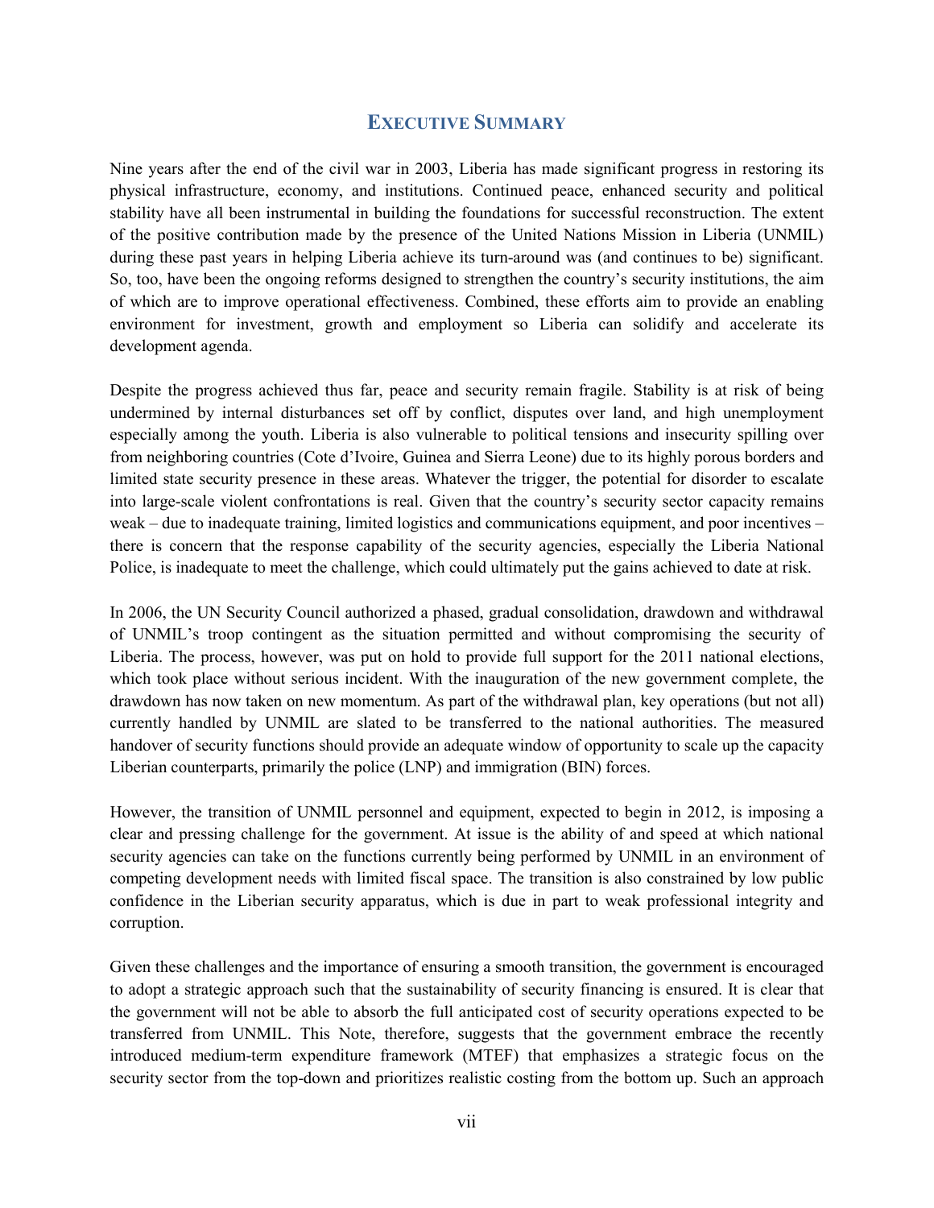## EXECUTIVE SUMMARY

Nine years after the end of the civil war in 2003, Liberia has made significant progress in restoring its physical infrastructure, economy, and institutions. Continued peace, enhanced security and political stability have all been instrumental in building the foundations for successful reconstruction. The extent of the positive contribution made by the presence of the United Nations Mission in Liberia (UNMIL) during these past years in helping Liberia achieve its turn-around was (and continues to be) significant. So, too, have been the ongoing reforms designed to strengthen the country's security institutions, the aim of which are to improve operational effectiveness. Combined, these efforts aim to provide an enabling environment for investment, growth and employment so Liberia can solidify and accelerate its development agenda.

Despite the progress achieved thus far, peace and security remain fragile. Stability is at risk of being undermined by internal disturbances set off by conflict, disputes over land, and high unemployment especially among the youth. Liberia is also vulnerable to political tensions and insecurity spilling over from neighboring countries (Cote d'Ivoire, Guinea and Sierra Leone) due to its highly porous borders and limited state security presence in these areas. Whatever the trigger, the potential for disorder to escalate into large-scale violent confrontations is real. Given that the country's security sector capacity remains weak – due to inadequate training, limited logistics and communications equipment, and poor incentives – there is concern that the response capability of the security agencies, especially the Liberia National Police, is inadequate to meet the challenge, which could ultimately put the gains achieved to date at risk.

In 2006, the UN Security Council authorized a phased, gradual consolidation, drawdown and withdrawal of UNMIL's troop contingent as the situation permitted and without compromising the security of Liberia. The process, however, was put on hold to provide full support for the 2011 national elections, which took place without serious incident. With the inauguration of the new government complete, the drawdown has now taken on new momentum. As part of the withdrawal plan, key operations (but not all) currently handled by UNMIL are slated to be transferred to the national authorities. The measured handover of security functions should provide an adequate window of opportunity to scale up the capacity Liberian counterparts, primarily the police (LNP) and immigration (BIN) forces.

However, the transition of UNMIL personnel and equipment, expected to begin in 2012, is imposing a clear and pressing challenge for the government. At issue is the ability of and speed at which national security agencies can take on the functions currently being performed by UNMIL in an environment of competing development needs with limited fiscal space. The transition is also constrained by low public confidence in the Liberian security apparatus, which is due in part to weak professional integrity and corruption.

Given these challenges and the importance of ensuring a smooth transition, the government is encouraged to adopt a strategic approach such that the sustainability of security financing is ensured. It is clear that the government will not be able to absorb the full anticipated cost of security operations expected to be transferred from UNMIL. This Note, therefore, suggests that the government embrace the recently introduced medium-term expenditure framework (MTEF) that emphasizes a strategic focus on the security sector from the top-down and prioritizes realistic costing from the bottom up. Such an approach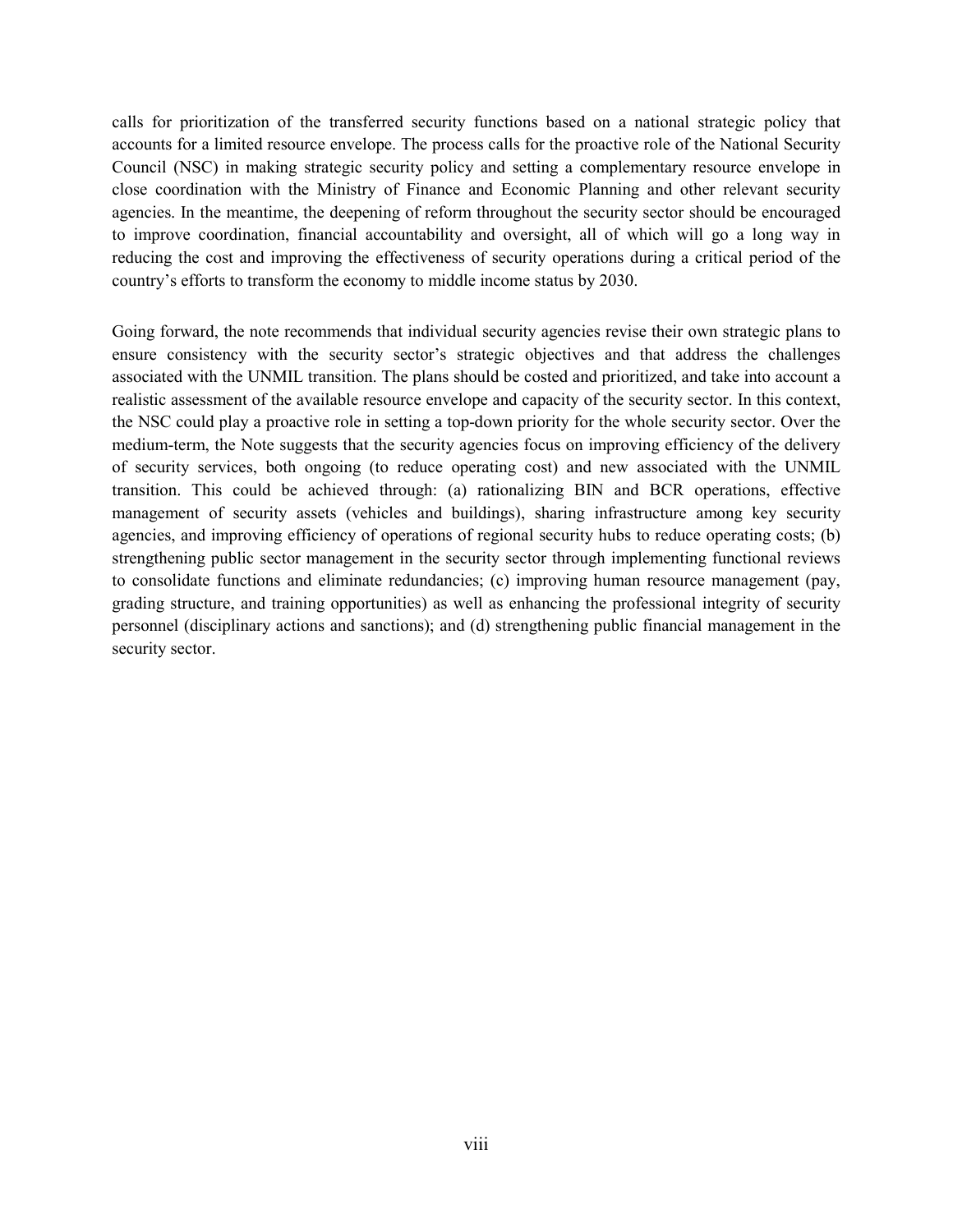calls for prioritization of the transferred security functions based on a national strategic policy that accounts for a limited resource envelope. The process calls for the proactive role of the National Security Council (NSC) in making strategic security policy and setting a complementary resource envelope in close coordination with the Ministry of Finance and Economic Planning and other relevant security agencies. In the meantime, the deepening of reform throughout the security sector should be encouraged to improve coordination, financial accountability and oversight, all of which will go a long way in reducing the cost and improving the effectiveness of security operations during a critical period of the country's efforts to transform the economy to middle income status by 2030.

Going forward, the note recommends that individual security agencies revise their own strategic plans to ensure consistency with the security sector's strategic objectives and that address the challenges associated with the UNMIL transition. The plans should be costed and prioritized, and take into account a realistic assessment of the available resource envelope and capacity of the security sector. In this context, the NSC could play a proactive role in setting a top-down priority for the whole security sector. Over the medium-term, the Note suggests that the security agencies focus on improving efficiency of the delivery of security services, both ongoing (to reduce operating cost) and new associated with the UNMIL transition. This could be achieved through: (a) rationalizing BIN and BCR operations, effective management of security assets (vehicles and buildings), sharing infrastructure among key security agencies, and improving efficiency of operations of regional security hubs to reduce operating costs; (b) strengthening public sector management in the security sector through implementing functional reviews to consolidate functions and eliminate redundancies; (c) improving human resource management (pay, grading structure, and training opportunities) as well as enhancing the professional integrity of security personnel (disciplinary actions and sanctions); and (d) strengthening public financial management in the security sector.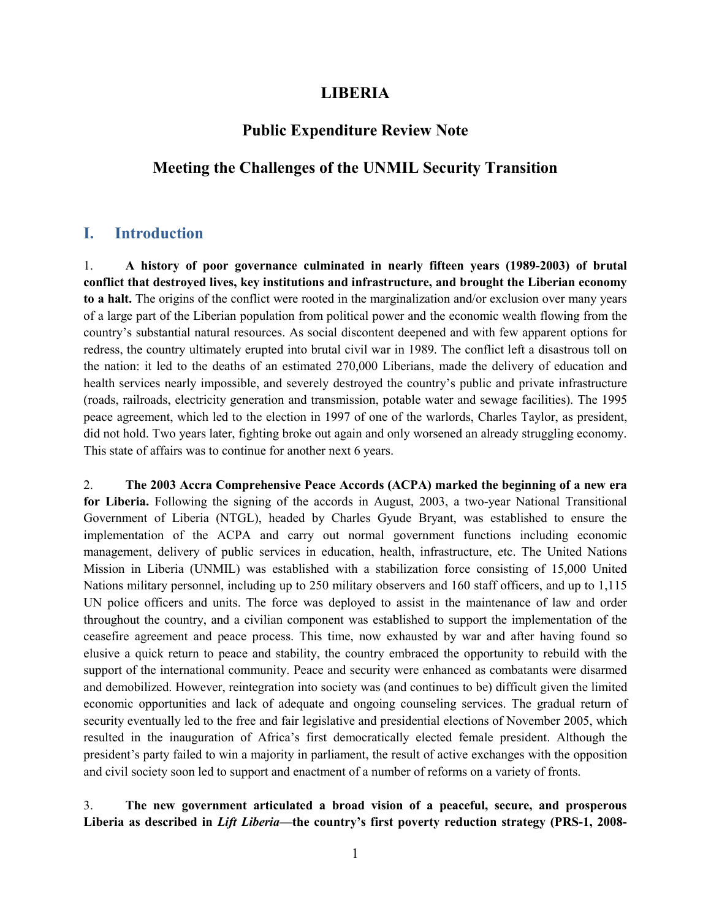# LIBERIA

## Public Expenditure Review Note

## Meeting the Challenges of the UNMIL Security Transition

## I. Introduction

1. **A history of poor governance culminated in nearly fifteen years (1989-2003) of brutal conflict that destroyed lives, key institutions and infrastructure, and brought the Liberian economy to a halt.** The origins of the conflict were rooted in the marginalization and/or exclusion over many years of a large part of the Liberian population from political power and the economic wealth flowing from the country's substantial natural resources. As social discontent deepened and with few apparent options for redress, the country ultimately erupted into brutal civil war in 1989. The conflict left a disastrous toll on the nation: it led to the deaths of an estimated 270,000 Liberians, made the delivery of education and health services nearly impossible, and severely destroyed the country's public and private infrastructure (roads, railroads, electricity generation and transmission, potable water and sewage facilities). The 1995 peace agreement, which led to the election in 1997 of one of the warlords, Charles Taylor, as president, did not hold. Two years later, fighting broke out again and only worsened an already struggling economy. This state of affairs was to continue for another next 6 years.

2. **The 2003 Accra Comprehensive Peace Accords (ACPA) marked the beginning of a new era for Liberia.** Following the signing of the accords in August, 2003, a two-year National Transitional Government of Liberia (NTGL), headed by Charles Gyude Bryant, was established to ensure the implementation of the ACPA and carry out normal government functions including economic management, delivery of public services in education, health, infrastructure, etc. The United Nations Mission in Liberia (UNMIL) was established with a stabilization force consisting of 15,000 United Nations military personnel, including up to 250 military observers and 160 staff officers, and up to 1,115 UN police officers and units. The force was deployed to assist in the maintenance of law and order throughout the country, and a civilian component was established to support the implementation of the ceasefire agreement and peace process. This time, now exhausted by war and after having found so elusive a quick return to peace and stability, the country embraced the opportunity to rebuild with the support of the international community. Peace and security were enhanced as combatants were disarmed and demobilized. However, reintegration into society was (and continues to be) difficult given the limited economic opportunities and lack of adequate and ongoing counseling services. The gradual return of security eventually led to the free and fair legislative and presidential elections of November 2005, which resulted in the inauguration of Africa's first democratically elected female president. Although the president's party failed to win a majority in parliament, the result of active exchanges with the opposition and civil society soon led to support and enactment of a number of reforms on a variety of fronts.

3. **The new government articulated a broad vision of a peaceful, secure, and prosperous Liberia as described in *Lift Liberia*—the country's first poverty reduction strategy (PRS-1, 2008-**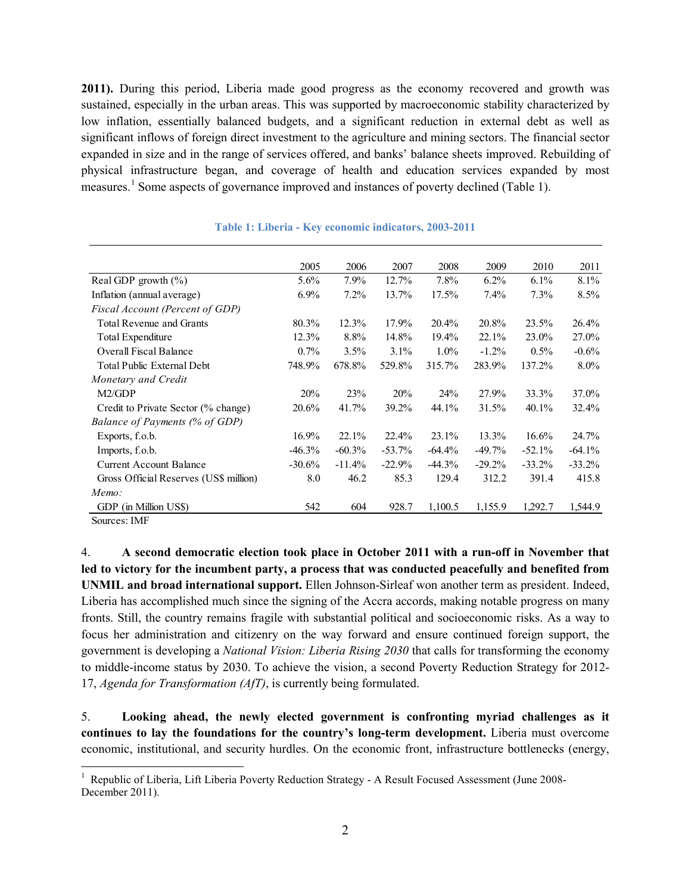**2011).** During this period, Liberia made good progress as the economy recovered and growth was sustained, especially in the urban areas. This was supported by macroeconomic stability characterized by low inflation, essentially balanced budgets, and a significant reduction in external debt as well as significant inflows of foreign direct investment to the agriculture and mining sectors. The financial sector expanded in size and in the range of services offered, and banks' balance sheets improved. Rebuilding of physical infrastructure began, and coverage of health and education services expanded by most measures.[1] Some aspects of governance improved and instances of poverty declined (Table 1).

**Table 1: Liberia - Key economic indicators, 2003-2011**

| | 2005 | 2006 | 2007 | 2008 | 2009 | 2010 | 2011 |
|---|---|---|---|---|---|---|---|
| Real GDP growth (%) | 5.6% | 7.9% | 12.7% | 7.8% | 6.2% | 6.1% | 8.1% |
| Inflation (annual average) | 6.9% | 7.2% | 13.7% | 17.5% | 7.4% | 7.3% | 8.5% |
| *Fiscal Account (Percent of GDP)* | | | | | | | |
| Total Revenue and Grants | 80.3% | 12.3% | 17.9% | 20.4% | 20.8% | 23.5% | 26.4% |
| Total Expenditure | 12.3% | 8.8% | 14.8% | 19.4% | 22.1% | 23.0% | 27.0% |
| Overall Fiscal Balance | 0.7% | 3.5% | 3.1% | 1.0% | -1.2% | 0.5% | -0.6% |
| Total Public External Debt | 748.9% | 678.8% | 529.8% | 315.7% | 283.9% | 137.2% | 8.0% |
| *Monetary and Credit* | | | | | | | |
| M2/GDP | 20% | 23% | 20% | 24% | 27.9% | 33.3% | 37.0% |
| Credit to Private Sector (% change) | 20.6% | 41.7% | 39.2% | 44.1% | 31.5% | 40.1% | 32.4% |
| *Balance of Payments (% of GDP)* | | | | | | | |
| Exports, f.o.b. | 16.9% | 22.1% | 22.4% | 23.1% | 13.3% | 16.6% | 24.7% |
| Imports, f.o.b. | -46.3% | -60.3% | -53.7% | -64.4% | -49.7% | -52.1% | -64.1% |
| Current Account Balance | -30.6% | -11.4% | -22.9% | -44.3% | -29.2% | -33.2% | -33.2% |
| Gross Official Reserves (US$ million) | 8.0 | 46.2 | 85.3 | 129.4 | 312.2 | 391.4 | 415.8 |
| *Memo:* | | | | | | | |
| GDP (in Million US$) | 542 | 604 | 928.7 | 1,100.5 | 1,155.9 | 1,292.7 | 1,544.9 |

Sources: IMF

4. **A second democratic election took place in October 2011 with a run-off in November that led to victory for the incumbent party, a process that was conducted peacefully and benefited from UNMIL and broad international support.** Ellen Johnson-Sirleaf won another term as president. Indeed, Liberia has accomplished much since the signing of the Accra accords, making notable progress on many fronts. Still, the country remains fragile with substantial political and socioeconomic risks. As a way to focus her administration and citizenry on the way forward and ensure continued foreign support, the government is developing a *National Vision: Liberia Rising 2030* that calls for transforming the economy to middle-income status by 2030. To achieve the vision, a second Poverty Reduction Strategy for 2012-17, *Agenda for Transformation (AfT)*, is currently being formulated.

5. **Looking ahead, the newly elected government is confronting myriad challenges as it continues to lay the foundations for the country's long-term development.** Liberia must overcome economic, institutional, and security hurdles. On the economic front, infrastructure bottlenecks (energy,

[1] Republic of Liberia, Lift Liberia Poverty Reduction Strategy - A Result Focused Assessment (June 2008-December 2011).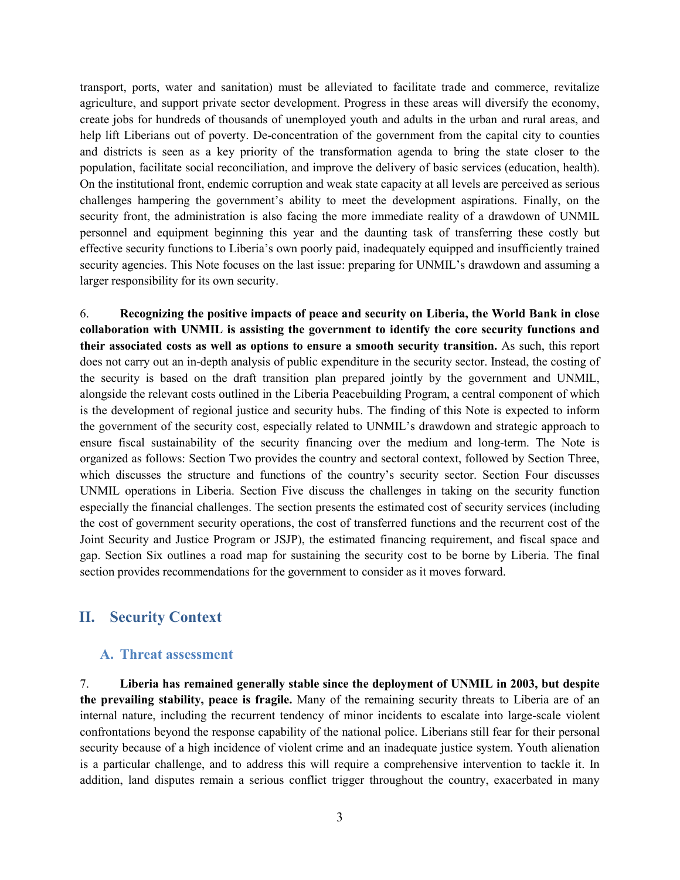transport, ports, water and sanitation) must be alleviated to facilitate trade and commerce, revitalize agriculture, and support private sector development. Progress in these areas will diversify the economy, create jobs for hundreds of thousands of unemployed youth and adults in the urban and rural areas, and help lift Liberians out of poverty. De-concentration of the government from the capital city to counties and districts is seen as a key priority of the transformation agenda to bring the state closer to the population, facilitate social reconciliation, and improve the delivery of basic services (education, health). On the institutional front, endemic corruption and weak state capacity at all levels are perceived as serious challenges hampering the government's ability to meet the development aspirations. Finally, on the security front, the administration is also facing the more immediate reality of a drawdown of UNMIL personnel and equipment beginning this year and the daunting task of transferring these costly but effective security functions to Liberia's own poorly paid, inadequately equipped and insufficiently trained security agencies. This Note focuses on the last issue: preparing for UNMIL's drawdown and assuming a larger responsibility for its own security.

6. **Recognizing the positive impacts of peace and security on Liberia, the World Bank in close collaboration with UNMIL is assisting the government to identify the core security functions and their associated costs as well as options to ensure a smooth security transition.** As such, this report does not carry out an in-depth analysis of public expenditure in the security sector. Instead, the costing of the security is based on the draft transition plan prepared jointly by the government and UNMIL, alongside the relevant costs outlined in the Liberia Peacebuilding Program, a central component of which is the development of regional justice and security hubs. The finding of this Note is expected to inform the government of the security cost, especially related to UNMIL's drawdown and strategic approach to ensure fiscal sustainability of the security financing over the medium and long-term. The Note is organized as follows: Section Two provides the country and sectoral context, followed by Section Three, which discusses the structure and functions of the country's security sector. Section Four discusses UNMIL operations in Liberia. Section Five discuss the challenges in taking on the security function especially the financial challenges. The section presents the estimated cost of security services (including the cost of government security operations, the cost of transferred functions and the recurrent cost of the Joint Security and Justice Program or JSJP), the estimated financing requirement, and fiscal space and gap. Section Six outlines a road map for sustaining the security cost to be borne by Liberia. The final section provides recommendations for the government to consider as it moves forward.

## II. Security Context

### A. Threat assessment

7. **Liberia has remained generally stable since the deployment of UNMIL in 2003, but despite the prevailing stability, peace is fragile.** Many of the remaining security threats to Liberia are of an internal nature, including the recurrent tendency of minor incidents to escalate into large-scale violent confrontations beyond the response capability of the national police. Liberians still fear for their personal security because of a high incidence of violent crime and an inadequate justice system. Youth alienation is a particular challenge, and to address this will require a comprehensive intervention to tackle it. In addition, land disputes remain a serious conflict trigger throughout the country, exacerbated in many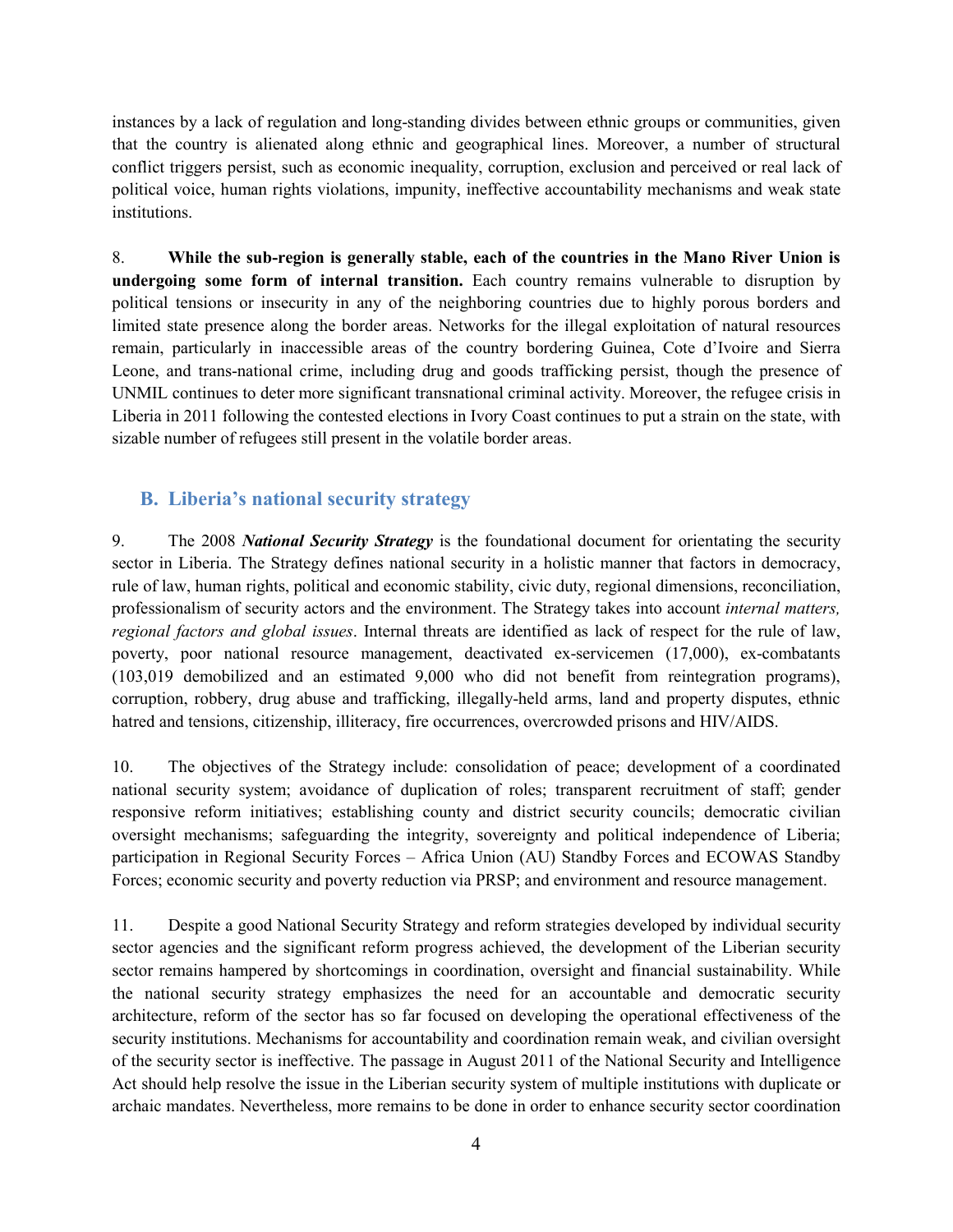instances by a lack of regulation and long-standing divides between ethnic groups or communities, given that the country is alienated along ethnic and geographical lines. Moreover, a number of structural conflict triggers persist, such as economic inequality, corruption, exclusion and perceived or real lack of political voice, human rights violations, impunity, ineffective accountability mechanisms and weak state institutions.

8. **While the sub-region is generally stable, each of the countries in the Mano River Union is undergoing some form of internal transition.** Each country remains vulnerable to disruption by political tensions or insecurity in any of the neighboring countries due to highly porous borders and limited state presence along the border areas. Networks for the illegal exploitation of natural resources remain, particularly in inaccessible areas of the country bordering Guinea, Cote d'Ivoire and Sierra Leone, and trans-national crime, including drug and goods trafficking persist, though the presence of UNMIL continues to deter more significant transnational criminal activity. Moreover, the refugee crisis in Liberia in 2011 following the contested elections in Ivory Coast continues to put a strain on the state, with sizable number of refugees still present in the volatile border areas.

## B. Liberia's national security strategy

9. The 2008 ***National Security Strategy*** is the foundational document for orientating the security sector in Liberia. The Strategy defines national security in a holistic manner that factors in democracy, rule of law, human rights, political and economic stability, civic duty, regional dimensions, reconciliation, professionalism of security actors and the environment. The Strategy takes into account *internal matters, regional factors and global issues*. Internal threats are identified as lack of respect for the rule of law, poverty, poor national resource management, deactivated ex-servicemen (17,000), ex-combatants (103,019 demobilized and an estimated 9,000 who did not benefit from reintegration programs), corruption, robbery, drug abuse and trafficking, illegally-held arms, land and property disputes, ethnic hatred and tensions, citizenship, illiteracy, fire occurrences, overcrowded prisons and HIV/AIDS.

10. The objectives of the Strategy include: consolidation of peace; development of a coordinated national security system; avoidance of duplication of roles; transparent recruitment of staff; gender responsive reform initiatives; establishing county and district security councils; democratic civilian oversight mechanisms; safeguarding the integrity, sovereignty and political independence of Liberia; participation in Regional Security Forces – Africa Union (AU) Standby Forces and ECOWAS Standby Forces; economic security and poverty reduction via PRSP; and environment and resource management.

11. Despite a good National Security Strategy and reform strategies developed by individual security sector agencies and the significant reform progress achieved, the development of the Liberian security sector remains hampered by shortcomings in coordination, oversight and financial sustainability. While the national security strategy emphasizes the need for an accountable and democratic security architecture, reform of the sector has so far focused on developing the operational effectiveness of the security institutions. Mechanisms for accountability and coordination remain weak, and civilian oversight of the security sector is ineffective. The passage in August 2011 of the National Security and Intelligence Act should help resolve the issue in the Liberian security system of multiple institutions with duplicate or archaic mandates. Nevertheless, more remains to be done in order to enhance security sector coordination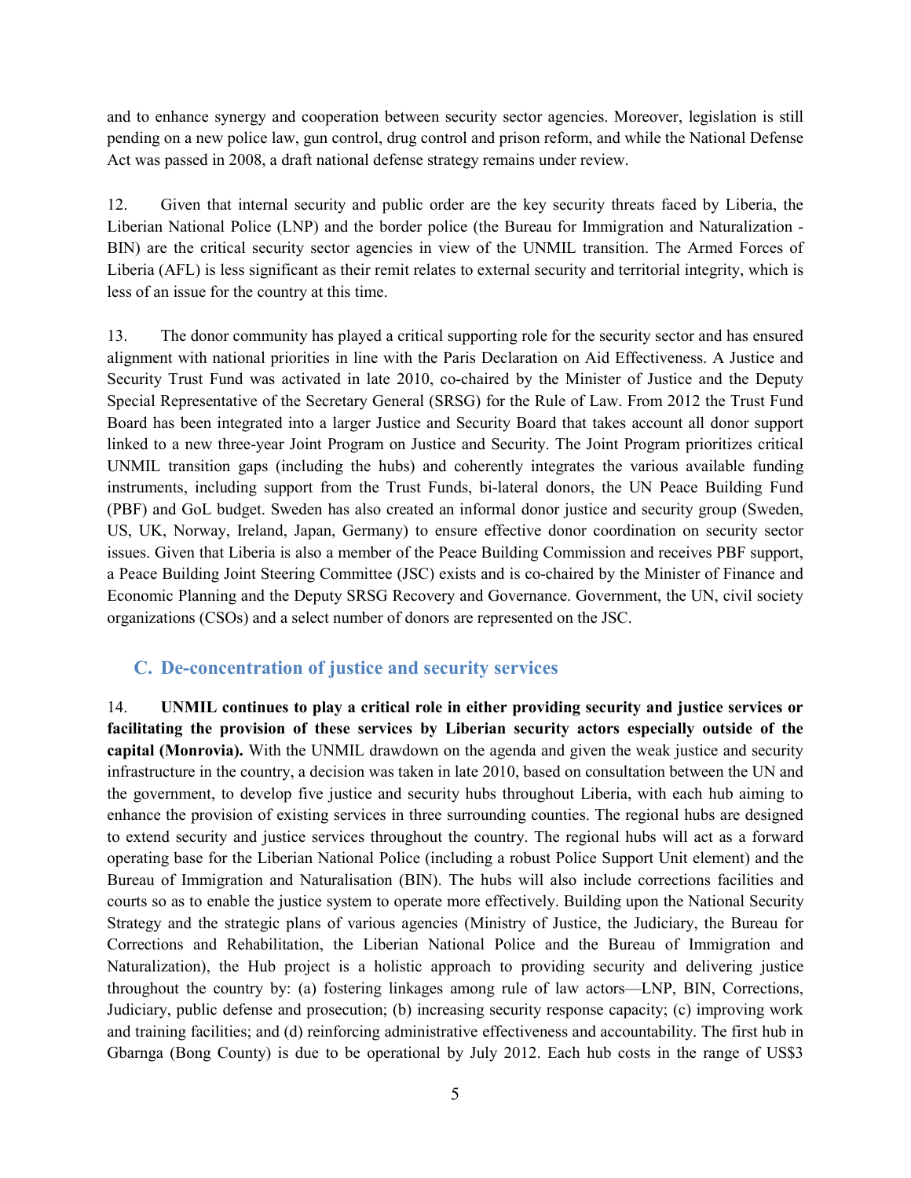and to enhance synergy and cooperation between security sector agencies. Moreover, legislation is still pending on a new police law, gun control, drug control and prison reform, and while the National Defense Act was passed in 2008, a draft national defense strategy remains under review.

12. Given that internal security and public order are the key security threats faced by Liberia, the Liberian National Police (LNP) and the border police (the Bureau for Immigration and Naturalization - BIN) are the critical security sector agencies in view of the UNMIL transition. The Armed Forces of Liberia (AFL) is less significant as their remit relates to external security and territorial integrity, which is less of an issue for the country at this time.

13. The donor community has played a critical supporting role for the security sector and has ensured alignment with national priorities in line with the Paris Declaration on Aid Effectiveness. A Justice and Security Trust Fund was activated in late 2010, co-chaired by the Minister of Justice and the Deputy Special Representative of the Secretary General (SRSG) for the Rule of Law. From 2012 the Trust Fund Board has been integrated into a larger Justice and Security Board that takes account all donor support linked to a new three-year Joint Program on Justice and Security. The Joint Program prioritizes critical UNMIL transition gaps (including the hubs) and coherently integrates the various available funding instruments, including support from the Trust Funds, bi-lateral donors, the UN Peace Building Fund (PBF) and GoL budget. Sweden has also created an informal donor justice and security group (Sweden, US, UK, Norway, Ireland, Japan, Germany) to ensure effective donor coordination on security sector issues. Given that Liberia is also a member of the Peace Building Commission and receives PBF support, a Peace Building Joint Steering Committee (JSC) exists and is co-chaired by the Minister of Finance and Economic Planning and the Deputy SRSG Recovery and Governance. Government, the UN, civil society organizations (CSOs) and a select number of donors are represented on the JSC.

## C. De-concentration of justice and security services

14. **UNMIL continues to play a critical role in either providing security and justice services or facilitating the provision of these services by Liberian security actors especially outside of the capital (Monrovia).** With the UNMIL drawdown on the agenda and given the weak justice and security infrastructure in the country, a decision was taken in late 2010, based on consultation between the UN and the government, to develop five justice and security hubs throughout Liberia, with each hub aiming to enhance the provision of existing services in three surrounding counties. The regional hubs are designed to extend security and justice services throughout the country. The regional hubs will act as a forward operating base for the Liberian National Police (including a robust Police Support Unit element) and the Bureau of Immigration and Naturalisation (BIN). The hubs will also include corrections facilities and courts so as to enable the justice system to operate more effectively. Building upon the National Security Strategy and the strategic plans of various agencies (Ministry of Justice, the Judiciary, the Bureau for Corrections and Rehabilitation, the Liberian National Police and the Bureau of Immigration and Naturalization), the Hub project is a holistic approach to providing security and delivering justice throughout the country by: (a) fostering linkages among rule of law actors—LNP, BIN, Corrections, Judiciary, public defense and prosecution; (b) increasing security response capacity; (c) improving work and training facilities; and (d) reinforcing administrative effectiveness and accountability. The first hub in Gbarnga (Bong County) is due to be operational by July 2012. Each hub costs in the range of US$3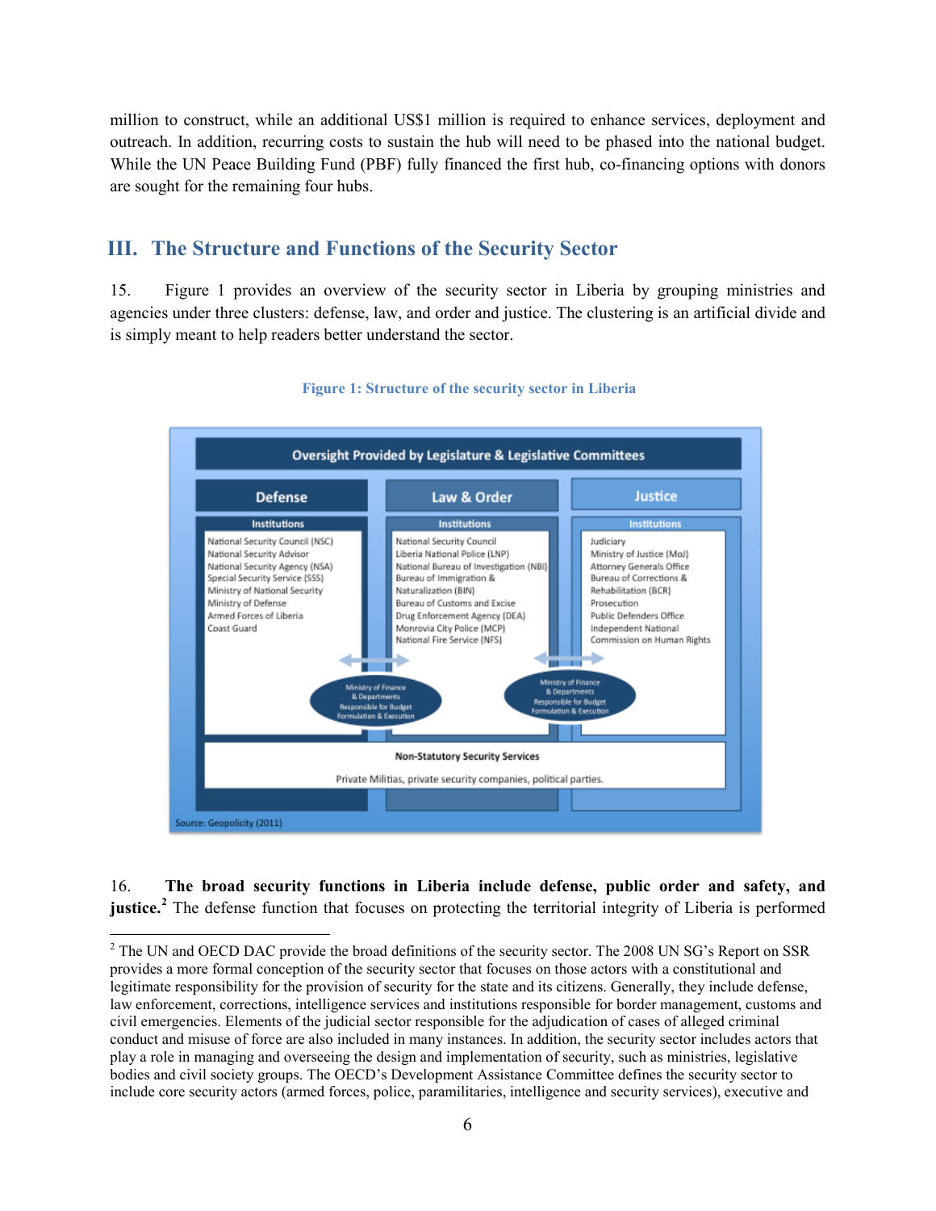million to construct, while an additional US$1 million is required to enhance services, deployment and outreach. In addition, recurring costs to sustain the hub will need to be phased into the national budget. While the UN Peace Building Fund (PBF) fully financed the first hub, co-financing options with donors are sought for the remaining four hubs.

## III. The Structure and Functions of the Security Sector

15. Figure 1 provides an overview of the security sector in Liberia by grouping ministries and agencies under three clusters: defense, law, and order and justice. The clustering is an artificial divide and is simply meant to help readers better understand the sector.

**Figure 1: Structure of the security sector in Liberia**

**Oversight Provided by Legislature & Legislative Committees**

| Defense | Law & Order | Justice |
|---|---|---|
| Institutions | Institutions | Institutions |
| National Security Council (NSC)<br>National Security Advisor<br>National Security Agency (NSA)<br>Special Security Service (SSS)<br>Ministry of National Security<br>Ministry of Defense<br>Armed Forces of Liberia<br>Coast Guard | National Security Council<br>Liberia National Police (LNP)<br>National Bureau of Investigation (NBI)<br>Bureau of Immigration & Naturalization (BIN)<br>Bureau of Customs and Excise<br>Drug Enforcement Agency (DEA)<br>Monrovia City Police (MCP)<br>National Fire Service (NFS) | Judiciary<br>Ministry of Justice (MoJ)<br>Attorney Generals Office<br>Bureau of Corrections & Rehabilitation (BCR)<br>Prosecution<br>Public Defenders Office<br>Independent National Commission on Human Rights |

Ministry of Finance & Departments Responsible for Budget Formulation & Execution

Ministry of Finance & Departments Responsible for Budget Formulation & Execution

**Non-Statutory Security Services**

Private Militias, private security companies, political parties.

Source: Geopolicity (2011)

16. **The broad security functions in Liberia include defense, public order and safety, and justice.**[2] The defense function that focuses on protecting the territorial integrity of Liberia is performed

[2] The UN and OECD DAC provide the broad definitions of the security sector. The 2008 UN SG's Report on SSR provides a more formal conception of the security sector that focuses on those actors with a constitutional and legitimate responsibility for the provision of security for the state and its citizens. Generally, they include defense, law enforcement, corrections, intelligence services and institutions responsible for border management, customs and civil emergencies. Elements of the judicial sector responsible for the adjudication of cases of alleged criminal conduct and misuse of force are also included in many instances. In addition, the security sector includes actors that play a role in managing and overseeing the design and implementation of security, such as ministries, legislative bodies and civil society groups. The OECD's Development Assistance Committee defines the security sector to include core security actors (armed forces, police, paramilitaries, intelligence and security services), executive and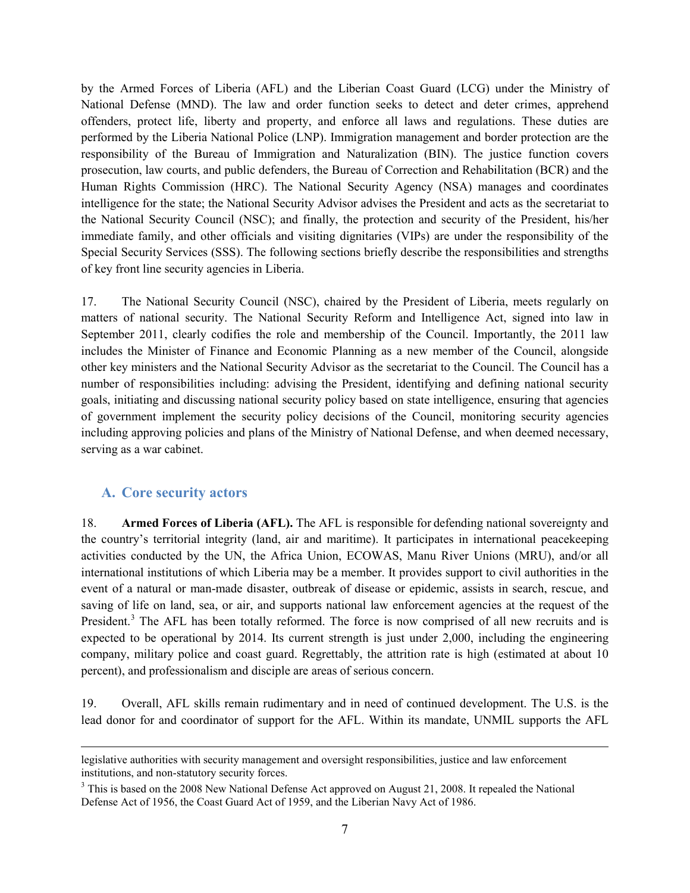by the Armed Forces of Liberia (AFL) and the Liberian Coast Guard (LCG) under the Ministry of National Defense (MND). The law and order function seeks to detect and deter crimes, apprehend offenders, protect life, liberty and property, and enforce all laws and regulations. These duties are performed by the Liberia National Police (LNP). Immigration management and border protection are the responsibility of the Bureau of Immigration and Naturalization (BIN). The justice function covers prosecution, law courts, and public defenders, the Bureau of Correction and Rehabilitation (BCR) and the Human Rights Commission (HRC). The National Security Agency (NSA) manages and coordinates intelligence for the state; the National Security Advisor advises the President and acts as the secretariat to the National Security Council (NSC); and finally, the protection and security of the President, his/her immediate family, and other officials and visiting dignitaries (VIPs) are under the responsibility of the Special Security Services (SSS). The following sections briefly describe the responsibilities and strengths of key front line security agencies in Liberia.

17. The National Security Council (NSC), chaired by the President of Liberia, meets regularly on matters of national security. The National Security Reform and Intelligence Act, signed into law in September 2011, clearly codifies the role and membership of the Council. Importantly, the 2011 law includes the Minister of Finance and Economic Planning as a new member of the Council, alongside other key ministers and the National Security Advisor as the secretariat to the Council. The Council has a number of responsibilities including: advising the President, identifying and defining national security goals, initiating and discussing national security policy based on state intelligence, ensuring that agencies of government implement the security policy decisions of the Council, monitoring security agencies including approving policies and plans of the Ministry of National Defense, and when deemed necessary, serving as a war cabinet.

## A. Core security actors

18. **Armed Forces of Liberia (AFL).** The AFL is responsible for defending national sovereignty and the country's territorial integrity (land, air and maritime). It participates in international peacekeeping activities conducted by the UN, the Africa Union, ECOWAS, Manu River Unions (MRU), and/or all international institutions of which Liberia may be a member. It provides support to civil authorities in the event of a natural or man-made disaster, outbreak of disease or epidemic, assists in search, rescue, and saving of life on land, sea, or air, and supports national law enforcement agencies at the request of the President.[3] The AFL has been totally reformed. The force is now comprised of all new recruits and is expected to be operational by 2014. Its current strength is just under 2,000, including the engineering company, military police and coast guard. Regrettably, the attrition rate is high (estimated at about 10 percent), and professionalism and disciple are areas of serious concern.

19. Overall, AFL skills remain rudimentary and in need of continued development. The U.S. is the lead donor for and coordinator of support for the AFL. Within its mandate, UNMIL supports the AFL

---

legislative authorities with security management and oversight responsibilities, justice and law enforcement institutions, and non-statutory security forces.

[3] This is based on the 2008 New National Defense Act approved on August 21, 2008. It repealed the National Defense Act of 1956, the Coast Guard Act of 1959, and the Liberian Navy Act of 1986.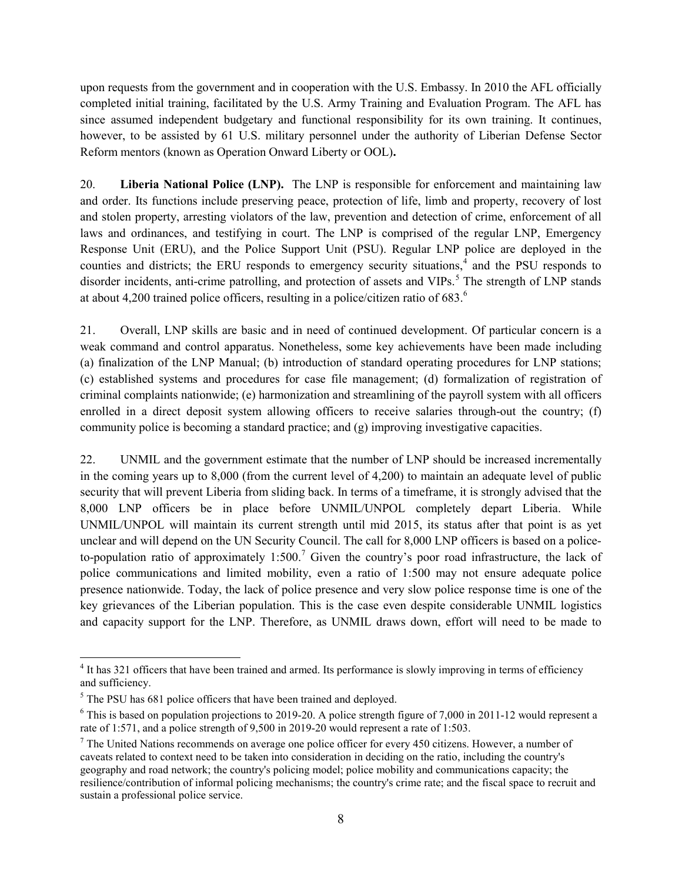upon requests from the government and in cooperation with the U.S. Embassy. In 2010 the AFL officially completed initial training, facilitated by the U.S. Army Training and Evaluation Program. The AFL has since assumed independent budgetary and functional responsibility for its own training. It continues, however, to be assisted by 61 U.S. military personnel under the authority of Liberian Defense Sector Reform mentors (known as Operation Onward Liberty or OOL)**.**

20. **Liberia National Police (LNP).** The LNP is responsible for enforcement and maintaining law and order. Its functions include preserving peace, protection of life, limb and property, recovery of lost and stolen property, arresting violators of the law, prevention and detection of crime, enforcement of all laws and ordinances, and testifying in court. The LNP is comprised of the regular LNP, Emergency Response Unit (ERU), and the Police Support Unit (PSU). Regular LNP police are deployed in the counties and districts; the ERU responds to emergency security situations,[4] and the PSU responds to disorder incidents, anti-crime patrolling, and protection of assets and VIPs.[5] The strength of LNP stands at about 4,200 trained police officers, resulting in a police/citizen ratio of 683.[6]

21. Overall, LNP skills are basic and in need of continued development. Of particular concern is a weak command and control apparatus. Nonetheless, some key achievements have been made including (a) finalization of the LNP Manual; (b) introduction of standard operating procedures for LNP stations; (c) established systems and procedures for case file management; (d) formalization of registration of criminal complaints nationwide; (e) harmonization and streamlining of the payroll system with all officers enrolled in a direct deposit system allowing officers to receive salaries through-out the country; (f) community police is becoming a standard practice; and (g) improving investigative capacities.

22. UNMIL and the government estimate that the number of LNP should be increased incrementally in the coming years up to 8,000 (from the current level of 4,200) to maintain an adequate level of public security that will prevent Liberia from sliding back. In terms of a timeframe, it is strongly advised that the 8,000 LNP officers be in place before UNMIL/UNPOL completely depart Liberia. While UNMIL/UNPOL will maintain its current strength until mid 2015, its status after that point is as yet unclear and will depend on the UN Security Council. The call for 8,000 LNP officers is based on a police-to-population ratio of approximately 1:500.[7] Given the country's poor road infrastructure, the lack of police communications and limited mobility, even a ratio of 1:500 may not ensure adequate police presence nationwide. Today, the lack of police presence and very slow police response time is one of the key grievances of the Liberian population. This is the case even despite considerable UNMIL logistics and capacity support for the LNP. Therefore, as UNMIL draws down, effort will need to be made to

---

[4] It has 321 officers that have been trained and armed. Its performance is slowly improving in terms of efficiency and sufficiency.

[5] The PSU has 681 police officers that have been trained and deployed.

[6] This is based on population projections to 2019-20. A police strength figure of 7,000 in 2011-12 would represent a rate of 1:571, and a police strength of 9,500 in 2019-20 would represent a rate of 1:503.

[7] The United Nations recommends on average one police officer for every 450 citizens. However, a number of caveats related to context need to be taken into consideration in deciding on the ratio, including the country's geography and road network; the country's policing model; police mobility and communications capacity; the resilience/contribution of informal policing mechanisms; the country's crime rate; and the fiscal space to recruit and sustain a professional police service.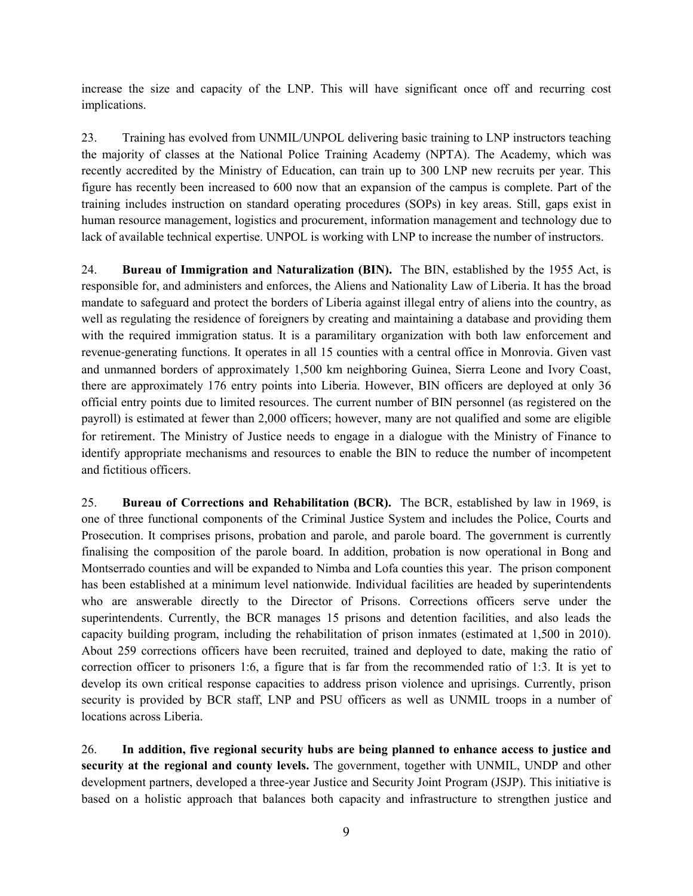increase the size and capacity of the LNP. This will have significant once off and recurring cost implications.

23. Training has evolved from UNMIL/UNPOL delivering basic training to LNP instructors teaching the majority of classes at the National Police Training Academy (NPTA). The Academy, which was recently accredited by the Ministry of Education, can train up to 300 LNP new recruits per year. This figure has recently been increased to 600 now that an expansion of the campus is complete. Part of the training includes instruction on standard operating procedures (SOPs) in key areas. Still, gaps exist in human resource management, logistics and procurement, information management and technology due to lack of available technical expertise. UNPOL is working with LNP to increase the number of instructors.

24. **Bureau of Immigration and Naturalization (BIN).** The BIN, established by the 1955 Act, is responsible for, and administers and enforces, the Aliens and Nationality Law of Liberia. It has the broad mandate to safeguard and protect the borders of Liberia against illegal entry of aliens into the country, as well as regulating the residence of foreigners by creating and maintaining a database and providing them with the required immigration status. It is a paramilitary organization with both law enforcement and revenue-generating functions. It operates in all 15 counties with a central office in Monrovia. Given vast and unmanned borders of approximately 1,500 km neighboring Guinea, Sierra Leone and Ivory Coast, there are approximately 176 entry points into Liberia. However, BIN officers are deployed at only 36 official entry points due to limited resources. The current number of BIN personnel (as registered on the payroll) is estimated at fewer than 2,000 officers; however, many are not qualified and some are eligible for retirement. The Ministry of Justice needs to engage in a dialogue with the Ministry of Finance to identify appropriate mechanisms and resources to enable the BIN to reduce the number of incompetent and fictitious officers.

25. **Bureau of Corrections and Rehabilitation (BCR).** The BCR, established by law in 1969, is one of three functional components of the Criminal Justice System and includes the Police, Courts and Prosecution. It comprises prisons, probation and parole, and parole board. The government is currently finalising the composition of the parole board. In addition, probation is now operational in Bong and Montserrado counties and will be expanded to Nimba and Lofa counties this year. The prison component has been established at a minimum level nationwide. Individual facilities are headed by superintendents who are answerable directly to the Director of Prisons. Corrections officers serve under the superintendents. Currently, the BCR manages 15 prisons and detention facilities, and also leads the capacity building program, including the rehabilitation of prison inmates (estimated at 1,500 in 2010). About 259 corrections officers have been recruited, trained and deployed to date, making the ratio of correction officer to prisoners 1:6, a figure that is far from the recommended ratio of 1:3. It is yet to develop its own critical response capacities to address prison violence and uprisings. Currently, prison security is provided by BCR staff, LNP and PSU officers as well as UNMIL troops in a number of locations across Liberia.

26. **In addition, five regional security hubs are being planned to enhance access to justice and security at the regional and county levels.** The government, together with UNMIL, UNDP and other development partners, developed a three-year Justice and Security Joint Program (JSJP). This initiative is based on a holistic approach that balances both capacity and infrastructure to strengthen justice and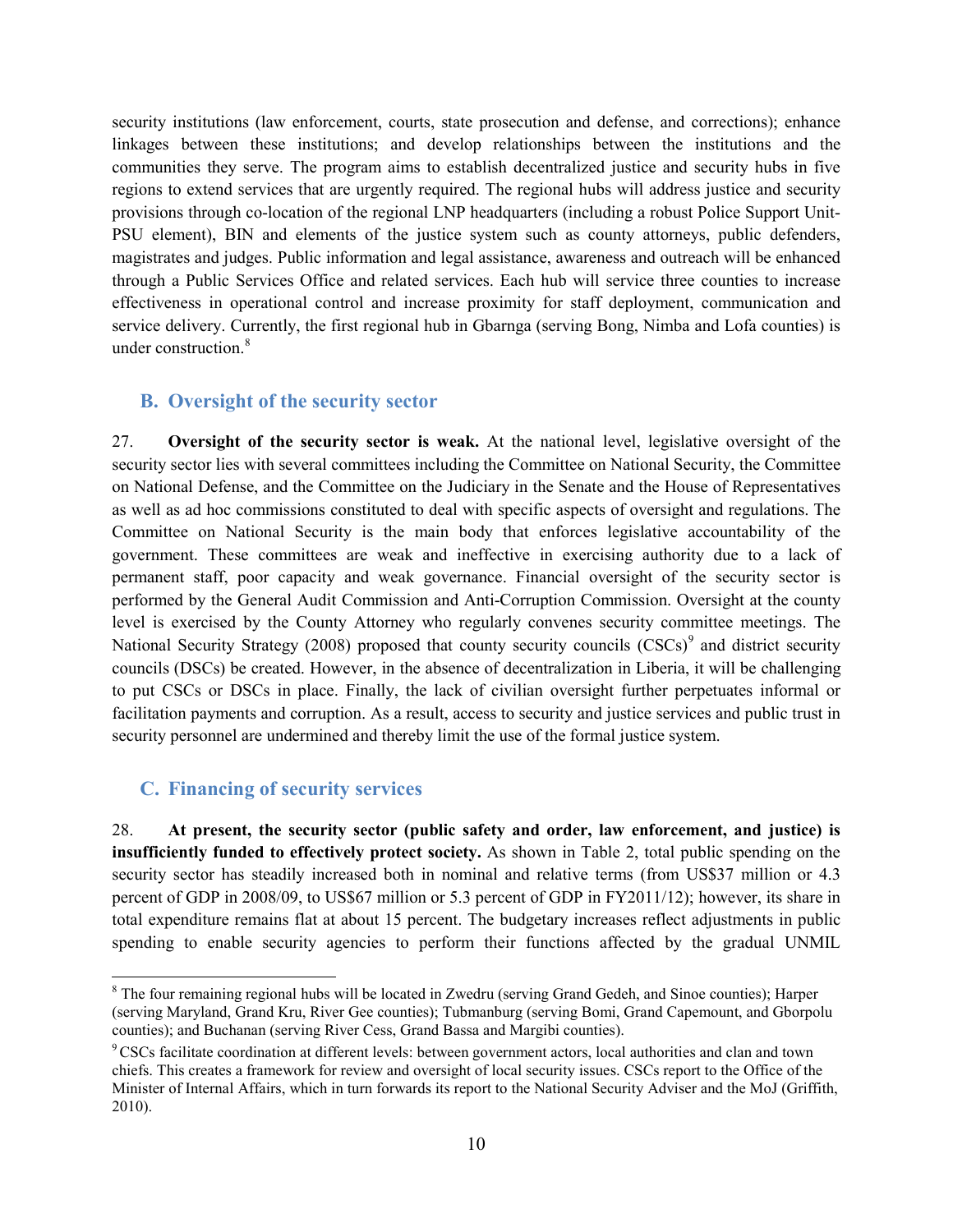security institutions (law enforcement, courts, state prosecution and defense, and corrections); enhance linkages between these institutions; and develop relationships between the institutions and the communities they serve. The program aims to establish decentralized justice and security hubs in five regions to extend services that are urgently required. The regional hubs will address justice and security provisions through co-location of the regional LNP headquarters (including a robust Police Support Unit-PSU element), BIN and elements of the justice system such as county attorneys, public defenders, magistrates and judges. Public information and legal assistance, awareness and outreach will be enhanced through a Public Services Office and related services. Each hub will service three counties to increase effectiveness in operational control and increase proximity for staff deployment, communication and service delivery. Currently, the first regional hub in Gbarnga (serving Bong, Nimba and Lofa counties) is under construction.[8]

## B. Oversight of the security sector

27. **Oversight of the security sector is weak.** At the national level, legislative oversight of the security sector lies with several committees including the Committee on National Security, the Committee on National Defense, and the Committee on the Judiciary in the Senate and the House of Representatives as well as ad hoc commissions constituted to deal with specific aspects of oversight and regulations. The Committee on National Security is the main body that enforces legislative accountability of the government. These committees are weak and ineffective in exercising authority due to a lack of permanent staff, poor capacity and weak governance. Financial oversight of the security sector is performed by the General Audit Commission and Anti-Corruption Commission. Oversight at the county level is exercised by the County Attorney who regularly convenes security committee meetings. The National Security Strategy (2008) proposed that county security councils (CSCs)[9] and district security councils (DSCs) be created. However, in the absence of decentralization in Liberia, it will be challenging to put CSCs or DSCs in place. Finally, the lack of civilian oversight further perpetuates informal or facilitation payments and corruption. As a result, access to security and justice services and public trust in security personnel are undermined and thereby limit the use of the formal justice system.

## C. Financing of security services

28. **At present, the security sector (public safety and order, law enforcement, and justice) is insufficiently funded to effectively protect society.** As shown in Table 2, total public spending on the security sector has steadily increased both in nominal and relative terms (from US$37 million or 4.3 percent of GDP in 2008/09, to US$67 million or 5.3 percent of GDP in FY2011/12); however, its share in total expenditure remains flat at about 15 percent. The budgetary increases reflect adjustments in public spending to enable security agencies to perform their functions affected by the gradual UNMIL

---

[8] The four remaining regional hubs will be located in Zwedru (serving Grand Gedeh, and Sinoe counties); Harper (serving Maryland, Grand Kru, River Gee counties); Tubmanburg (serving Bomi, Grand Capemount, and Gborpolu counties); and Buchanan (serving River Cess, Grand Bassa and Margibi counties).

[9] CSCs facilitate coordination at different levels: between government actors, local authorities and clan and town chiefs. This creates a framework for review and oversight of local security issues. CSCs report to the Office of the Minister of Internal Affairs, which in turn forwards its report to the National Security Adviser and the MoJ (Griffith, 2010).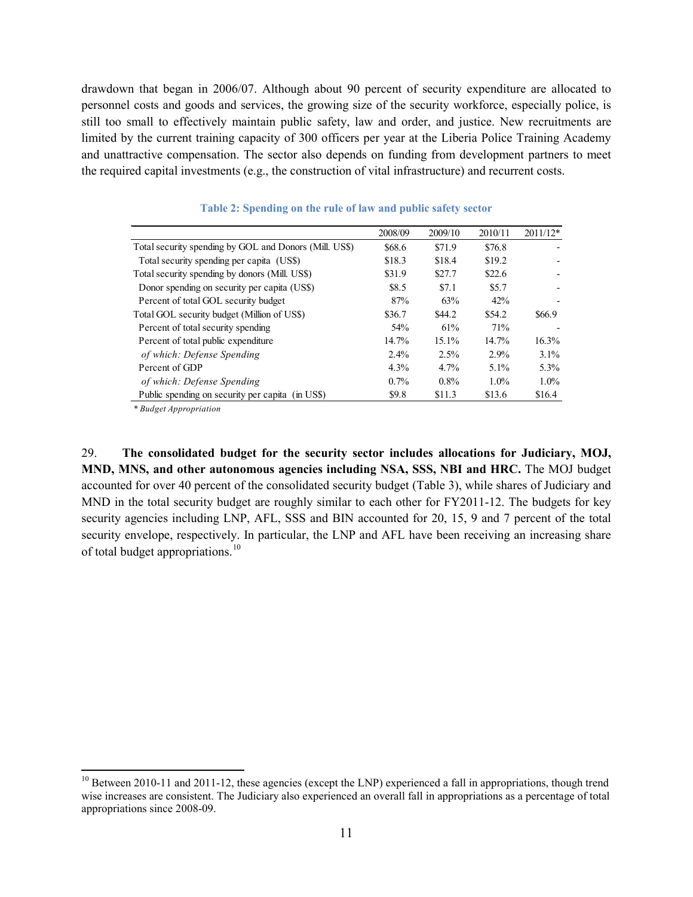drawdown that began in 2006/07. Although about 90 percent of security expenditure are allocated to personnel costs and goods and services, the growing size of the security workforce, especially police, is still too small to effectively maintain public safety, law and order, and justice. New recruitments are limited by the current training capacity of 300 officers per year at the Liberia Police Training Academy and unattractive compensation. The sector also depends on funding from development partners to meet the required capital investments (e.g., the construction of vital infrastructure) and recurrent costs.

**Table 2: Spending on the rule of law and public safety sector**

| | 2008/09 | 2009/10 | 2010/11 | 2011/12* |
|---|---|---|---|---|
| Total security spending by GOL and Donors (Mill. US$) | $68.6 | $71.9 | $76.8 | - |
| Total security spending per capita (US$) | $18.3 | $18.4 | $19.2 | - |
| Total security spending by donors (Mill. US$) | $31.9 | $27.7 | $22.6 | - |
| Donor spending on security per capita (US$) | $8.5 | $7.1 | $5.7 | - |
| Percent of total GOL security budget | 87% | 63% | 42% | - |
| Total GOL security budget (Million of US$) | $36.7 | $44.2 | $54.2 | $66.9 |
| Percent of total security spending | 54% | 61% | 71% | - |
| Percent of total public expenditure | 14.7% | 15.1% | 14.7% | 16.3% |
| *of which: Defense Spending* | 2.4% | 2.5% | 2.9% | 3.1% |
| Percent of GDP | 4.3% | 4.7% | 5.1% | 5.3% |
| *of which: Defense Spending* | 0.7% | 0.8% | 1.0% | 1.0% |
| Public spending on security per capita (in US$) | $9.8 | $11.3 | $13.6 | $16.4 |

*\* Budget Appropriation*

29. **The consolidated budget for the security sector includes allocations for Judiciary, MOJ, MND, MNS, and other autonomous agencies including NSA, SSS, NBI and HRC.** The MOJ budget accounted for over 40 percent of the consolidated security budget (Table 3), while shares of Judiciary and MND in the total security budget are roughly similar to each other for FY2011-12. The budgets for key security agencies including LNP, AFL, SSS and BIN accounted for 20, 15, 9 and 7 percent of the total security envelope, respectively. In particular, the LNP and AFL have been receiving an increasing share of total budget appropriations.[10]

[10] Between 2010-11 and 2011-12, these agencies (except the LNP) experienced a fall in appropriations, though trend wise increases are consistent. The Judiciary also experienced an overall fall in appropriations as a percentage of total appropriations since 2008-09.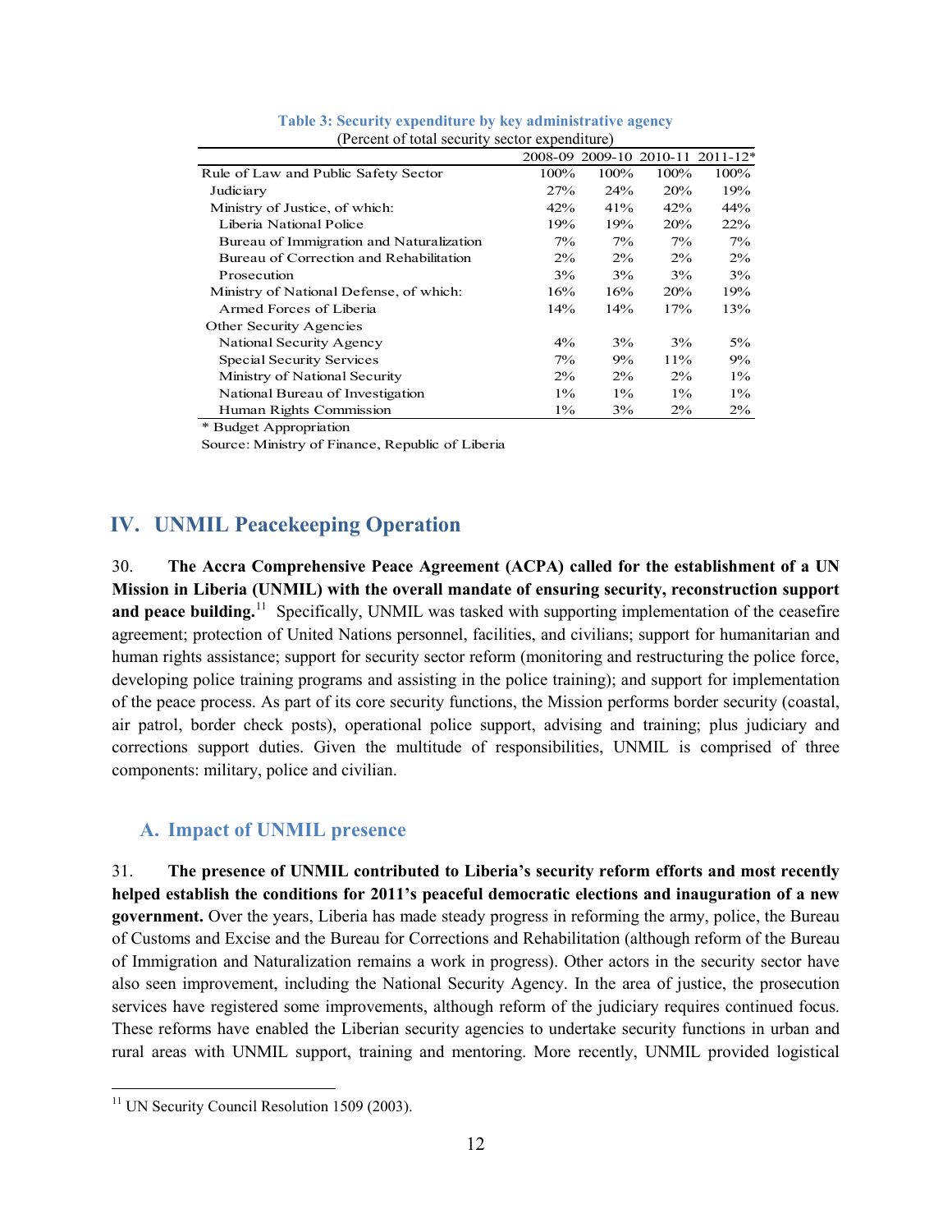**Table 3: Security expenditure by key administrative agency**
(Percent of total security sector expenditure)

| | 2008-09 | 2009-10 | 2010-11 | 2011-12* |
|---|---|---|---|---|
| Rule of Law and Public Safety Sector | 100% | 100% | 100% | 100% |
| Judiciary | 27% | 24% | 20% | 19% |
| Ministry of Justice, of which: | 42% | 41% | 42% | 44% |
| Liberia National Police | 19% | 19% | 20% | 22% |
| Bureau of Immigration and Naturalization | 7% | 7% | 7% | 7% |
| Bureau of Correction and Rehabilitation | 2% | 2% | 2% | 2% |
| Prosecution | 3% | 3% | 3% | 3% |
| Ministry of National Defense, of which: | 16% | 16% | 20% | 19% |
| Armed Forces of Liberia | 14% | 14% | 17% | 13% |
| Other Security Agencies | | | | |
| National Security Agency | 4% | 3% | 3% | 5% |
| Special Security Services | 7% | 9% | 11% | 9% |
| Ministry of National Security | 2% | 2% | 2% | 1% |
| National Bureau of Investigation | 1% | 1% | 1% | 1% |
| Human Rights Commission | 1% | 3% | 2% | 2% |

* Budget Appropriation

Source: Ministry of Finance, Republic of Liberia

# IV. UNMIL Peacekeeping Operation

30. **The Accra Comprehensive Peace Agreement (ACPA) called for the establishment of a UN Mission in Liberia (UNMIL) with the overall mandate of ensuring security, reconstruction support and peace building.**[11] Specifically, UNMIL was tasked with supporting implementation of the ceasefire agreement; protection of United Nations personnel, facilities, and civilians; support for humanitarian and human rights assistance; support for security sector reform (monitoring and restructuring the police force, developing police training programs and assisting in the police training); and support for implementation of the peace process. As part of its core security functions, the Mission performs border security (coastal, air patrol, border check posts), operational police support, advising and training; plus judiciary and corrections support duties. Given the multitude of responsibilities, UNMIL is comprised of three components: military, police and civilian.

## A. Impact of UNMIL presence

31. **The presence of UNMIL contributed to Liberia's security reform efforts and most recently helped establish the conditions for 2011's peaceful democratic elections and inauguration of a new government.** Over the years, Liberia has made steady progress in reforming the army, police, the Bureau of Customs and Excise and the Bureau for Corrections and Rehabilitation (although reform of the Bureau of Immigration and Naturalization remains a work in progress). Other actors in the security sector have also seen improvement, including the National Security Agency. In the area of justice, the prosecution services have registered some improvements, although reform of the judiciary requires continued focus. These reforms have enabled the Liberian security agencies to undertake security functions in urban and rural areas with UNMIL support, training and mentoring. More recently, UNMIL provided logistical

[11] UN Security Council Resolution 1509 (2003).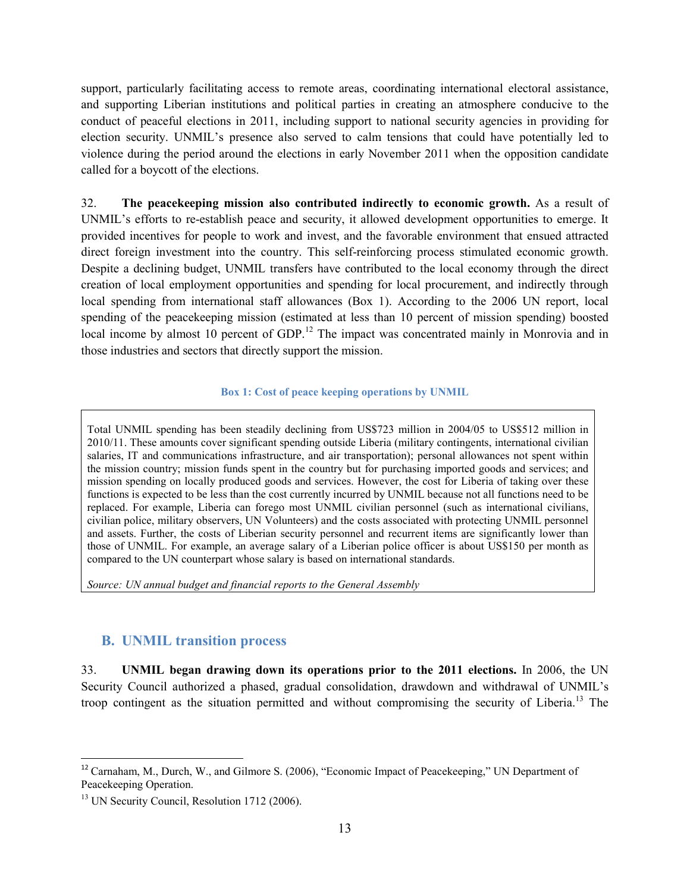support, particularly facilitating access to remote areas, coordinating international electoral assistance, and supporting Liberian institutions and political parties in creating an atmosphere conducive to the conduct of peaceful elections in 2011, including support to national security agencies in providing for election security. UNMIL's presence also served to calm tensions that could have potentially led to violence during the period around the elections in early November 2011 when the opposition candidate called for a boycott of the elections.

32. **The peacekeeping mission also contributed indirectly to economic growth.** As a result of UNMIL's efforts to re-establish peace and security, it allowed development opportunities to emerge. It provided incentives for people to work and invest, and the favorable environment that ensued attracted direct foreign investment into the country. This self-reinforcing process stimulated economic growth. Despite a declining budget, UNMIL transfers have contributed to the local economy through the direct creation of local employment opportunities and spending for local procurement, and indirectly through local spending from international staff allowances (Box 1). According to the 2006 UN report, local spending of the peacekeeping mission (estimated at less than 10 percent of mission spending) boosted local income by almost 10 percent of GDP.[12] The impact was concentrated mainly in Monrovia and in those industries and sectors that directly support the mission.

**Box 1: Cost of peace keeping operations by UNMIL**

Total UNMIL spending has been steadily declining from US$723 million in 2004/05 to US$512 million in 2010/11. These amounts cover significant spending outside Liberia (military contingents, international civilian salaries, IT and communications infrastructure, and air transportation); personal allowances not spent within the mission country; mission funds spent in the country but for purchasing imported goods and services; and mission spending on locally produced goods and services. However, the cost for Liberia of taking over these functions is expected to be less than the cost currently incurred by UNMIL because not all functions need to be replaced. For example, Liberia can forego most UNMIL civilian personnel (such as international civilians, civilian police, military observers, UN Volunteers) and the costs associated with protecting UNMIL personnel and assets. Further, the costs of Liberian security personnel and recurrent items are significantly lower than those of UNMIL. For example, an average salary of a Liberian police officer is about US$150 per month as compared to the UN counterpart whose salary is based on international standards.

*Source: UN annual budget and financial reports to the General Assembly*

## B. UNMIL transition process

33. **UNMIL began drawing down its operations prior to the 2011 elections.** In 2006, the UN Security Council authorized a phased, gradual consolidation, drawdown and withdrawal of UNMIL's troop contingent as the situation permitted and without compromising the security of Liberia.[13] The

---

[12] Carnaham, M., Durch, W., and Gilmore S. (2006), "Economic Impact of Peacekeeping," UN Department of Peacekeeping Operation.

[13] UN Security Council, Resolution 1712 (2006).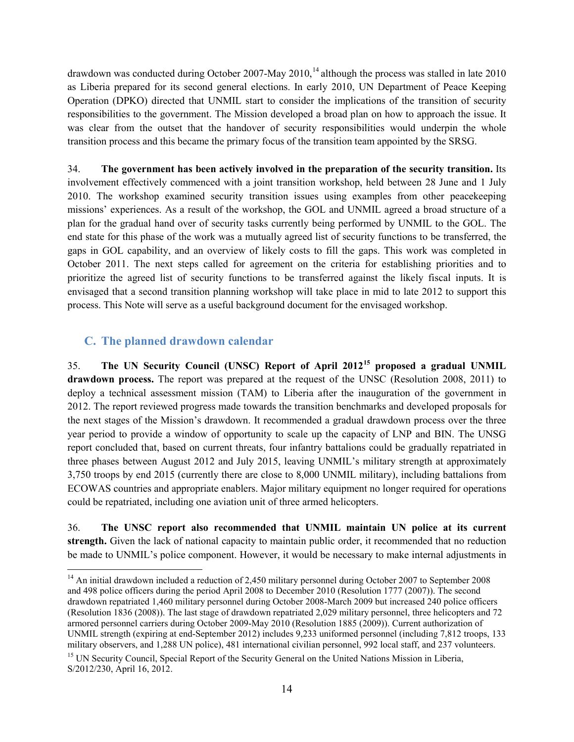drawdown was conducted during October 2007-May 2010,[14] although the process was stalled in late 2010 as Liberia prepared for its second general elections. In early 2010, UN Department of Peace Keeping Operation (DPKO) directed that UNMIL start to consider the implications of the transition of security responsibilities to the government. The Mission developed a broad plan on how to approach the issue. It was clear from the outset that the handover of security responsibilities would underpin the whole transition process and this became the primary focus of the transition team appointed by the SRSG.

34. **The government has been actively involved in the preparation of the security transition.** Its involvement effectively commenced with a joint transition workshop, held between 28 June and 1 July 2010. The workshop examined security transition issues using examples from other peacekeeping missions' experiences. As a result of the workshop, the GOL and UNMIL agreed a broad structure of a plan for the gradual hand over of security tasks currently being performed by UNMIL to the GOL. The end state for this phase of the work was a mutually agreed list of security functions to be transferred, the gaps in GOL capability, and an overview of likely costs to fill the gaps. This work was completed in October 2011. The next steps called for agreement on the criteria for establishing priorities and to prioritize the agreed list of security functions to be transferred against the likely fiscal inputs. It is envisaged that a second transition planning workshop will take place in mid to late 2012 to support this process. This Note will serve as a useful background document for the envisaged workshop.

## C. The planned drawdown calendar

35. **The UN Security Council (UNSC) Report of April 2012[15] proposed a gradual UNMIL drawdown process.** The report was prepared at the request of the UNSC (Resolution 2008, 2011) to deploy a technical assessment mission (TAM) to Liberia after the inauguration of the government in 2012. The report reviewed progress made towards the transition benchmarks and developed proposals for the next stages of the Mission's drawdown. It recommended a gradual drawdown process over the three year period to provide a window of opportunity to scale up the capacity of LNP and BIN. The UNSG report concluded that, based on current threats, four infantry battalions could be gradually repatriated in three phases between August 2012 and July 2015, leaving UNMIL's military strength at approximately 3,750 troops by end 2015 (currently there are close to 8,000 UNMIL military), including battalions from ECOWAS countries and appropriate enablers. Major military equipment no longer required for operations could be repatriated, including one aviation unit of three armed helicopters.

36. **The UNSC report also recommended that UNMIL maintain UN police at its current strength.** Given the lack of national capacity to maintain public order, it recommended that no reduction be made to UNMIL's police component. However, it would be necessary to make internal adjustments in

---

[14] An initial drawdown included a reduction of 2,450 military personnel during October 2007 to September 2008 and 498 police officers during the period April 2008 to December 2010 (Resolution 1777 (2007)). The second drawdown repatriated 1,460 military personnel during October 2008-March 2009 but increased 240 police officers (Resolution 1836 (2008)). The last stage of drawdown repatriated 2,029 military personnel, three helicopters and 72 armored personnel carriers during October 2009-May 2010 (Resolution 1885 (2009)). Current authorization of UNMIL strength (expiring at end-September 2012) includes 9,233 uniformed personnel (including 7,812 troops, 133 military observers, and 1,288 UN police), 481 international civilian personnel, 992 local staff, and 237 volunteers.

[15] UN Security Council, Special Report of the Security General on the United Nations Mission in Liberia, S/2012/230, April 16, 2012.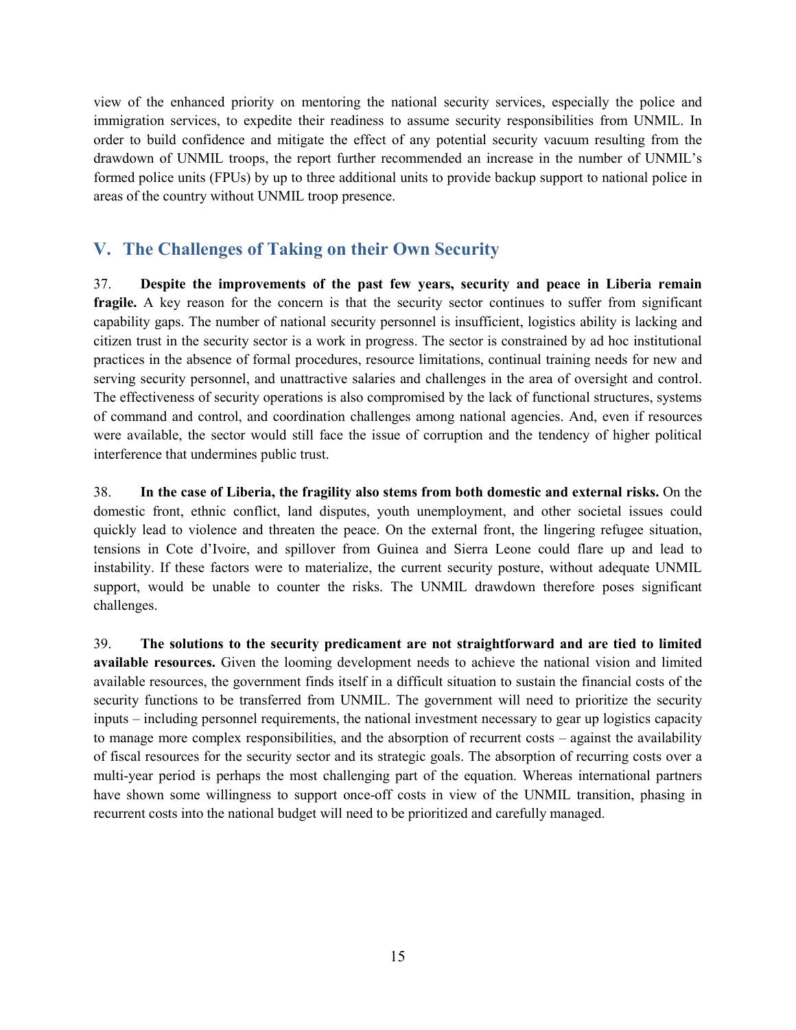view of the enhanced priority on mentoring the national security services, especially the police and immigration services, to expedite their readiness to assume security responsibilities from UNMIL. In order to build confidence and mitigate the effect of any potential security vacuum resulting from the drawdown of UNMIL troops, the report further recommended an increase in the number of UNMIL's formed police units (FPUs) by up to three additional units to provide backup support to national police in areas of the country without UNMIL troop presence.

## V. The Challenges of Taking on their Own Security

37. **Despite the improvements of the past few years, security and peace in Liberia remain fragile.** A key reason for the concern is that the security sector continues to suffer from significant capability gaps. The number of national security personnel is insufficient, logistics ability is lacking and citizen trust in the security sector is a work in progress. The sector is constrained by ad hoc institutional practices in the absence of formal procedures, resource limitations, continual training needs for new and serving security personnel, and unattractive salaries and challenges in the area of oversight and control. The effectiveness of security operations is also compromised by the lack of functional structures, systems of command and control, and coordination challenges among national agencies. And, even if resources were available, the sector would still face the issue of corruption and the tendency of higher political interference that undermines public trust.

38. **In the case of Liberia, the fragility also stems from both domestic and external risks.** On the domestic front, ethnic conflict, land disputes, youth unemployment, and other societal issues could quickly lead to violence and threaten the peace. On the external front, the lingering refugee situation, tensions in Cote d'Ivoire, and spillover from Guinea and Sierra Leone could flare up and lead to instability. If these factors were to materialize, the current security posture, without adequate UNMIL support, would be unable to counter the risks. The UNMIL drawdown therefore poses significant challenges.

39. **The solutions to the security predicament are not straightforward and are tied to limited available resources.** Given the looming development needs to achieve the national vision and limited available resources, the government finds itself in a difficult situation to sustain the financial costs of the security functions to be transferred from UNMIL. The government will need to prioritize the security inputs – including personnel requirements, the national investment necessary to gear up logistics capacity to manage more complex responsibilities, and the absorption of recurrent costs – against the availability of fiscal resources for the security sector and its strategic goals. The absorption of recurring costs over a multi-year period is perhaps the most challenging part of the equation. Whereas international partners have shown some willingness to support once-off costs in view of the UNMIL transition, phasing in recurrent costs into the national budget will need to be prioritized and carefully managed.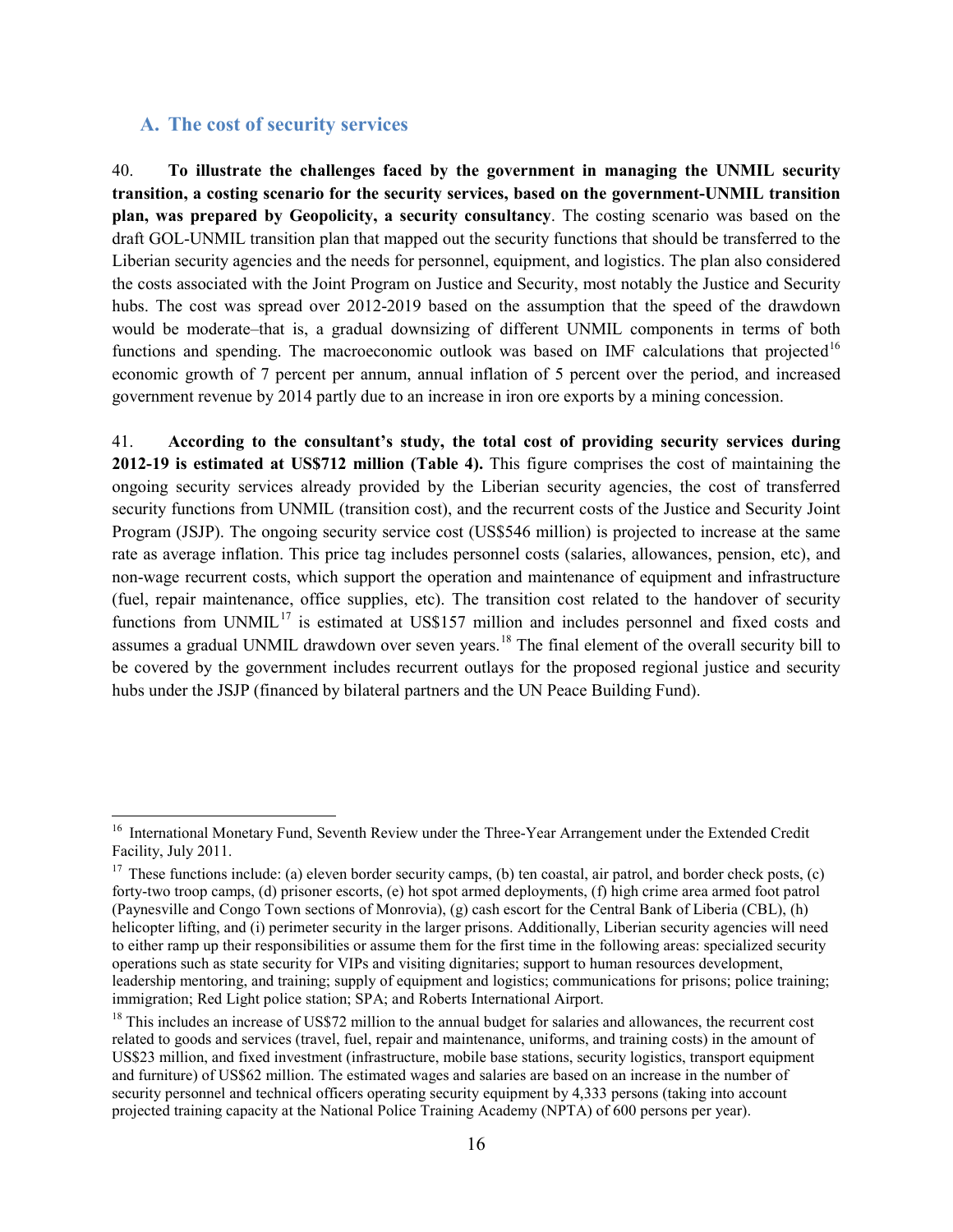## A. The cost of security services

40. **To illustrate the challenges faced by the government in managing the UNMIL security transition, a costing scenario for the security services, based on the government-UNMIL transition plan, was prepared by Geopolicity, a security consultancy**. The costing scenario was based on the draft GOL-UNMIL transition plan that mapped out the security functions that should be transferred to the Liberian security agencies and the needs for personnel, equipment, and logistics. The plan also considered the costs associated with the Joint Program on Justice and Security, most notably the Justice and Security hubs. The cost was spread over 2012-2019 based on the assumption that the speed of the drawdown would be moderate–that is, a gradual downsizing of different UNMIL components in terms of both functions and spending. The macroeconomic outlook was based on IMF calculations that projected[16] economic growth of 7 percent per annum, annual inflation of 5 percent over the period, and increased government revenue by 2014 partly due to an increase in iron ore exports by a mining concession.

41. **According to the consultant's study, the total cost of providing security services during 2012-19 is estimated at US$712 million (Table 4).** This figure comprises the cost of maintaining the ongoing security services already provided by the Liberian security agencies, the cost of transferred security functions from UNMIL (transition cost), and the recurrent costs of the Justice and Security Joint Program (JSJP). The ongoing security service cost (US$546 million) is projected to increase at the same rate as average inflation. This price tag includes personnel costs (salaries, allowances, pension, etc), and non-wage recurrent costs, which support the operation and maintenance of equipment and infrastructure (fuel, repair maintenance, office supplies, etc). The transition cost related to the handover of security functions from UNMIL[17] is estimated at US$157 million and includes personnel and fixed costs and assumes a gradual UNMIL drawdown over seven years.[18] The final element of the overall security bill to be covered by the government includes recurrent outlays for the proposed regional justice and security hubs under the JSJP (financed by bilateral partners and the UN Peace Building Fund).

---

[16] International Monetary Fund, Seventh Review under the Three-Year Arrangement under the Extended Credit Facility, July 2011.

[17] These functions include: (a) eleven border security camps, (b) ten coastal, air patrol, and border check posts, (c) forty-two troop camps, (d) prisoner escorts, (e) hot spot armed deployments, (f) high crime area armed foot patrol (Paynesville and Congo Town sections of Monrovia), (g) cash escort for the Central Bank of Liberia (CBL), (h) helicopter lifting, and (i) perimeter security in the larger prisons. Additionally, Liberian security agencies will need to either ramp up their responsibilities or assume them for the first time in the following areas: specialized security operations such as state security for VIPs and visiting dignitaries; support to human resources development, leadership mentoring, and training; supply of equipment and logistics; communications for prisons; police training; immigration; Red Light police station; SPA; and Roberts International Airport.

[18] This includes an increase of US$72 million to the annual budget for salaries and allowances, the recurrent cost related to goods and services (travel, fuel, repair and maintenance, uniforms, and training costs) in the amount of US$23 million, and fixed investment (infrastructure, mobile base stations, security logistics, transport equipment and furniture) of US$62 million. The estimated wages and salaries are based on an increase in the number of security personnel and technical officers operating security equipment by 4,333 persons (taking into account projected training capacity at the National Police Training Academy (NPTA) of 600 persons per year).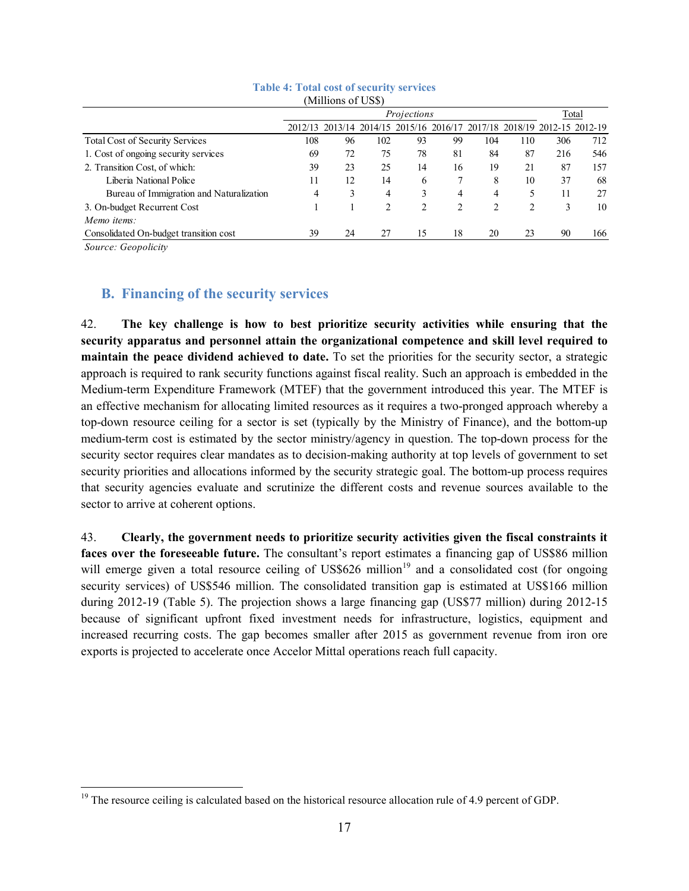**Table 4: Total cost of security services**
(Millions of US$)

| | *Projections* | | | | | | | Total | |
|---|---|---|---|---|---|---|---|---|---|
| | 2012/13 | 2013/14 | 2014/15 | 2015/16 | 2016/17 | 2017/18 | 2018/19 | 2012-15 | 2012-19 |
| Total Cost of Security Services | 108 | 96 | 102 | 93 | 99 | 104 | 110 | 306 | 712 |
| 1. Cost of ongoing security services | 69 | 72 | 75 | 78 | 81 | 84 | 87 | 216 | 546 |
| 2. Transition Cost, of which: | 39 | 23 | 25 | 14 | 16 | 19 | 21 | 87 | 157 |
| Liberia National Police | 11 | 12 | 14 | 6 | 7 | 8 | 10 | 37 | 68 |
| Bureau of Immigration and Naturalization | 4 | 3 | 4 | 3 | 4 | 4 | 5 | 11 | 27 |
| 3. On-budget Recurrent Cost | 1 | 1 | 2 | 2 | 2 | 2 | 2 | 3 | 10 |
| *Memo items:* | | | | | | | | | |
| Consolidated On-budget transition cost | 39 | 24 | 27 | 15 | 18 | 20 | 23 | 90 | 166 |

*Source: Geopolicity*

## B. Financing of the security services

42. **The key challenge is how to best prioritize security activities while ensuring that the security apparatus and personnel attain the organizational competence and skill level required to maintain the peace dividend achieved to date.** To set the priorities for the security sector, a strategic approach is required to rank security functions against fiscal reality. Such an approach is embedded in the Medium-term Expenditure Framework (MTEF) that the government introduced this year. The MTEF is an effective mechanism for allocating limited resources as it requires a two-pronged approach whereby a top-down resource ceiling for a sector is set (typically by the Ministry of Finance), and the bottom-up medium-term cost is estimated by the sector ministry/agency in question. The top-down process for the security sector requires clear mandates as to decision-making authority at top levels of government to set security priorities and allocations informed by the security strategic goal. The bottom-up process requires that security agencies evaluate and scrutinize the different costs and revenue sources available to the sector to arrive at coherent options.

43. **Clearly, the government needs to prioritize security activities given the fiscal constraints it faces over the foreseeable future.** The consultant's report estimates a financing gap of US$86 million will emerge given a total resource ceiling of US$626 million[19] and a consolidated cost (for ongoing security services) of US$546 million. The consolidated transition gap is estimated at US$166 million during 2012-19 (Table 5). The projection shows a large financing gap (US$77 million) during 2012-15 because of significant upfront fixed investment needs for infrastructure, logistics, equipment and increased recurring costs. The gap becomes smaller after 2015 as government revenue from iron ore exports is projected to accelerate once Accelor Mittal operations reach full capacity.

[19] The resource ceiling is calculated based on the historical resource allocation rule of 4.9 percent of GDP.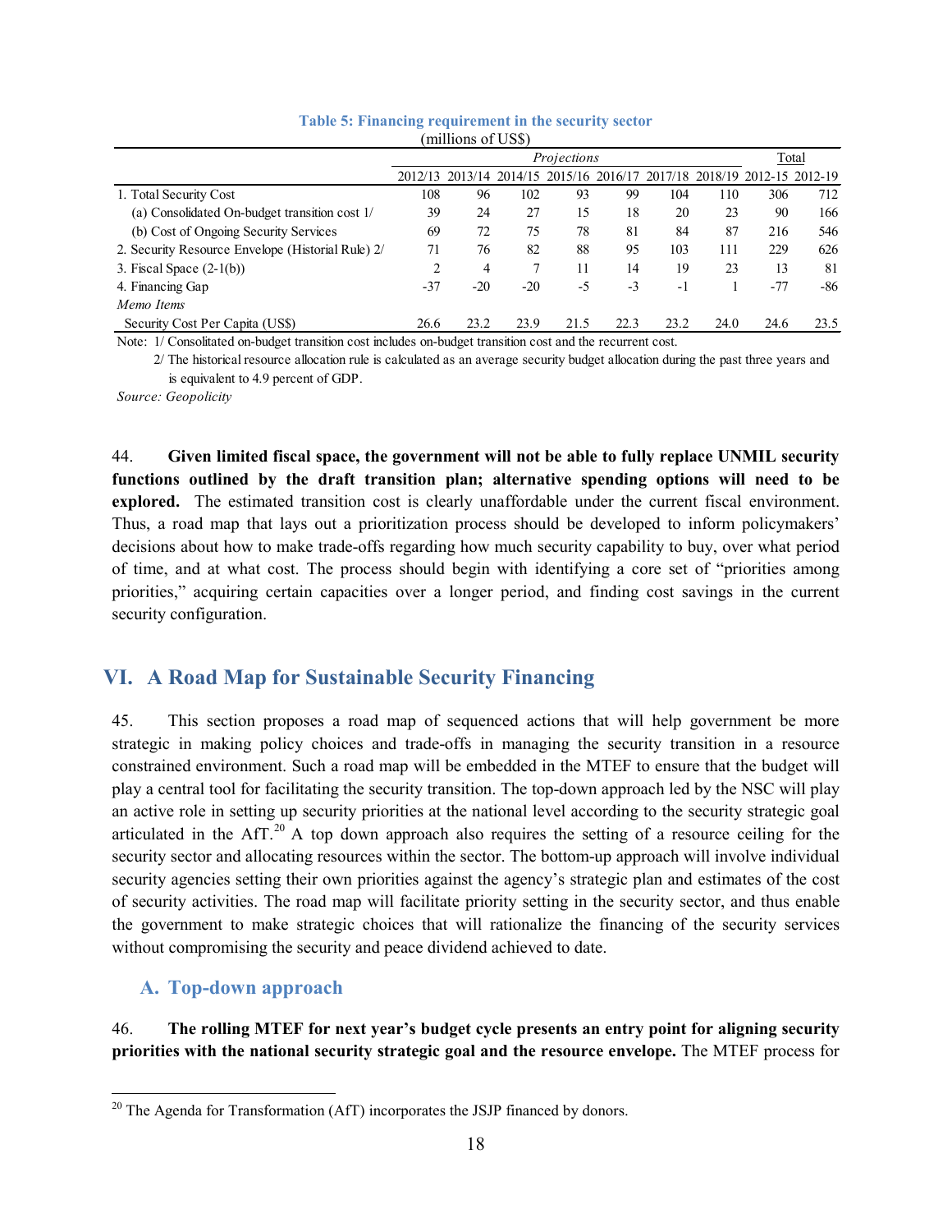**Table 5: Financing requirement in the security sector**

(millions of US$)

| | *Projections* | | | | | | | Total | |
|---|---|---|---|---|---|---|---|---|---|
| | 2012/13 | 2013/14 | 2014/15 | 2015/16 | 2016/17 | 2017/18 | 2018/19 | 2012-15 | 2012-19 |
| 1. Total Security Cost | 108 | 96 | 102 | 93 | 99 | 104 | 110 | 306 | 712 |
| (a) Consolidated On-budget transition cost 1/ | 39 | 24 | 27 | 15 | 18 | 20 | 23 | 90 | 166 |
| (b) Cost of Ongoing Security Services | 69 | 72 | 75 | 78 | 81 | 84 | 87 | 216 | 546 |
| 2. Security Resource Envelope (Historial Rule) 2/ | 71 | 76 | 82 | 88 | 95 | 103 | 111 | 229 | 626 |
| 3. Fiscal Space (2-1(b)) | 2 | 4 | 7 | 11 | 14 | 19 | 23 | 13 | 81 |
| 4. Financing Gap | -37 | -20 | -20 | -5 | -3 | -1 | 1 | -77 | -86 |
| *Memo Items* | | | | | | | | | |
| Security Cost Per Capita (US$) | 26.6 | 23.2 | 23.9 | 21.5 | 22.3 | 23.2 | 24.0 | 24.6 | 23.5 |

Note: 1/ Consolitated on-budget transition cost includes on-budget transition cost and the recurrent cost.

2/ The historical resource allocation rule is calculated as an average security budget allocation during the past three years and is equivalent to 4.9 percent of GDP.

*Source: Geopolicity*

44. **Given limited fiscal space, the government will not be able to fully replace UNMIL security functions outlined by the draft transition plan; alternative spending options will need to be explored.** The estimated transition cost is clearly unaffordable under the current fiscal environment. Thus, a road map that lays out a prioritization process should be developed to inform policymakers' decisions about how to make trade-offs regarding how much security capability to buy, over what period of time, and at what cost. The process should begin with identifying a core set of "priorities among priorities," acquiring certain capacities over a longer period, and finding cost savings in the current security configuration.

## VI. A Road Map for Sustainable Security Financing

45. This section proposes a road map of sequenced actions that will help government be more strategic in making policy choices and trade-offs in managing the security transition in a resource constrained environment. Such a road map will be embedded in the MTEF to ensure that the budget will play a central tool for facilitating the security transition. The top-down approach led by the NSC will play an active role in setting up security priorities at the national level according to the security strategic goal articulated in the AfT.[20] A top down approach also requires the setting of a resource ceiling for the security sector and allocating resources within the sector. The bottom-up approach will involve individual security agencies setting their own priorities against the agency's strategic plan and estimates of the cost of security activities. The road map will facilitate priority setting in the security sector, and thus enable the government to make strategic choices that will rationalize the financing of the security services without compromising the security and peace dividend achieved to date.

### A. Top-down approach

46. **The rolling MTEF for next year's budget cycle presents an entry point for aligning security priorities with the national security strategic goal and the resource envelope.** The MTEF process for

[20] The Agenda for Transformation (AfT) incorporates the JSJP financed by donors.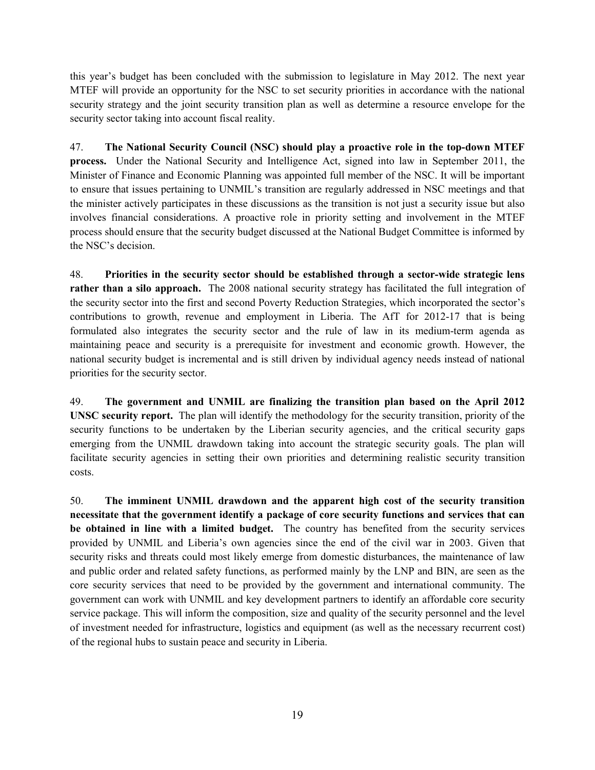this year's budget has been concluded with the submission to legislature in May 2012. The next year MTEF will provide an opportunity for the NSC to set security priorities in accordance with the national security strategy and the joint security transition plan as well as determine a resource envelope for the security sector taking into account fiscal reality.

47. **The National Security Council (NSC) should play a proactive role in the top-down MTEF process.** Under the National Security and Intelligence Act, signed into law in September 2011, the Minister of Finance and Economic Planning was appointed full member of the NSC. It will be important to ensure that issues pertaining to UNMIL's transition are regularly addressed in NSC meetings and that the minister actively participates in these discussions as the transition is not just a security issue but also involves financial considerations. A proactive role in priority setting and involvement in the MTEF process should ensure that the security budget discussed at the National Budget Committee is informed by the NSC's decision.

48. **Priorities in the security sector should be established through a sector-wide strategic lens rather than a silo approach.** The 2008 national security strategy has facilitated the full integration of the security sector into the first and second Poverty Reduction Strategies, which incorporated the sector's contributions to growth, revenue and employment in Liberia. The AfT for 2012-17 that is being formulated also integrates the security sector and the rule of law in its medium-term agenda as maintaining peace and security is a prerequisite for investment and economic growth. However, the national security budget is incremental and is still driven by individual agency needs instead of national priorities for the security sector.

49. **The government and UNMIL are finalizing the transition plan based on the April 2012 UNSC security report.** The plan will identify the methodology for the security transition, priority of the security functions to be undertaken by the Liberian security agencies, and the critical security gaps emerging from the UNMIL drawdown taking into account the strategic security goals. The plan will facilitate security agencies in setting their own priorities and determining realistic security transition costs.

50. **The imminent UNMIL drawdown and the apparent high cost of the security transition necessitate that the government identify a package of core security functions and services that can be obtained in line with a limited budget.** The country has benefited from the security services provided by UNMIL and Liberia's own agencies since the end of the civil war in 2003. Given that security risks and threats could most likely emerge from domestic disturbances, the maintenance of law and public order and related safety functions, as performed mainly by the LNP and BIN, are seen as the core security services that need to be provided by the government and international community. The government can work with UNMIL and key development partners to identify an affordable core security service package. This will inform the composition, size and quality of the security personnel and the level of investment needed for infrastructure, logistics and equipment (as well as the necessary recurrent cost) of the regional hubs to sustain peace and security in Liberia.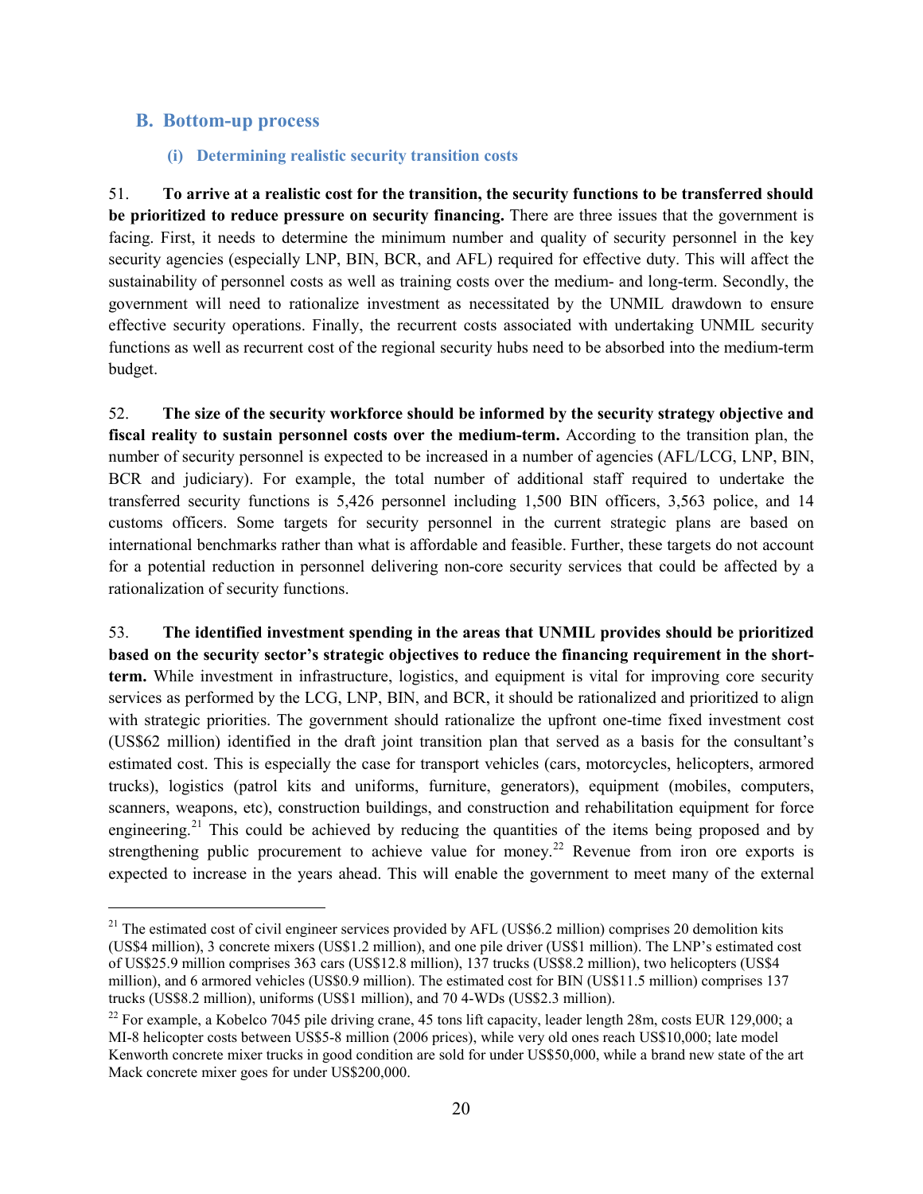## B. Bottom-up process

### (i) Determining realistic security transition costs

51. **To arrive at a realistic cost for the transition, the security functions to be transferred should be prioritized to reduce pressure on security financing.** There are three issues that the government is facing. First, it needs to determine the minimum number and quality of security personnel in the key security agencies (especially LNP, BIN, BCR, and AFL) required for effective duty. This will affect the sustainability of personnel costs as well as training costs over the medium- and long-term. Secondly, the government will need to rationalize investment as necessitated by the UNMIL drawdown to ensure effective security operations. Finally, the recurrent costs associated with undertaking UNMIL security functions as well as recurrent cost of the regional security hubs need to be absorbed into the medium-term budget.

52. **The size of the security workforce should be informed by the security strategy objective and fiscal reality to sustain personnel costs over the medium-term.** According to the transition plan, the number of security personnel is expected to be increased in a number of agencies (AFL/LCG, LNP, BIN, BCR and judiciary). For example, the total number of additional staff required to undertake the transferred security functions is 5,426 personnel including 1,500 BIN officers, 3,563 police, and 14 customs officers. Some targets for security personnel in the current strategic plans are based on international benchmarks rather than what is affordable and feasible. Further, these targets do not account for a potential reduction in personnel delivering non-core security services that could be affected by a rationalization of security functions.

53. **The identified investment spending in the areas that UNMIL provides should be prioritized based on the security sector's strategic objectives to reduce the financing requirement in the short-term.** While investment in infrastructure, logistics, and equipment is vital for improving core security services as performed by the LCG, LNP, BIN, and BCR, it should be rationalized and prioritized to align with strategic priorities. The government should rationalize the upfront one-time fixed investment cost (US$62 million) identified in the draft joint transition plan that served as a basis for the consultant's estimated cost. This is especially the case for transport vehicles (cars, motorcycles, helicopters, armored trucks), logistics (patrol kits and uniforms, furniture, generators), equipment (mobiles, computers, scanners, weapons, etc), construction buildings, and construction and rehabilitation equipment for force engineering.[21] This could be achieved by reducing the quantities of the items being proposed and by strengthening public procurement to achieve value for money.[22] Revenue from iron ore exports is expected to increase in the years ahead. This will enable the government to meet many of the external

---

[21] The estimated cost of civil engineer services provided by AFL (US$6.2 million) comprises 20 demolition kits (US$4 million), 3 concrete mixers (US$1.2 million), and one pile driver (US$1 million). The LNP's estimated cost of US$25.9 million comprises 363 cars (US$12.8 million), 137 trucks (US$8.2 million), two helicopters (US$4 million), and 6 armored vehicles (US$0.9 million). The estimated cost for BIN (US$11.5 million) comprises 137 trucks (US$8.2 million), uniforms (US$1 million), and 70 4-WDs (US$2.3 million).

[22] For example, a Kobelco 7045 pile driving crane, 45 tons lift capacity, leader length 28m, costs EUR 129,000; a MI-8 helicopter costs between US$5-8 million (2006 prices), while very old ones reach US$10,000; late model Kenworth concrete mixer trucks in good condition are sold for under US$50,000, while a brand new state of the art Mack concrete mixer goes for under US$200,000.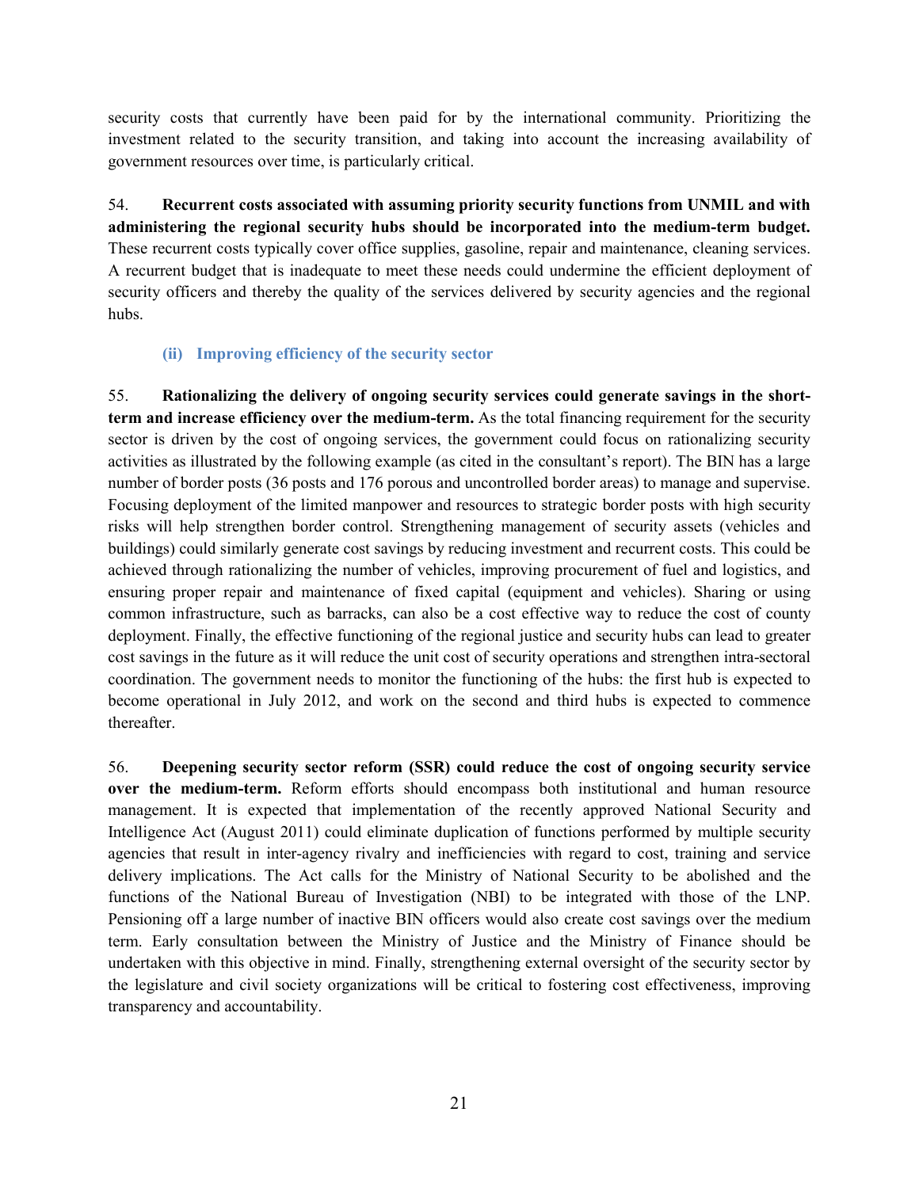security costs that currently have been paid for by the international community. Prioritizing the investment related to the security transition, and taking into account the increasing availability of government resources over time, is particularly critical.

54. **Recurrent costs associated with assuming priority security functions from UNMIL and with administering the regional security hubs should be incorporated into the medium-term budget.** These recurrent costs typically cover office supplies, gasoline, repair and maintenance, cleaning services. A recurrent budget that is inadequate to meet these needs could undermine the efficient deployment of security officers and thereby the quality of the services delivered by security agencies and the regional hubs.

### (ii) Improving efficiency of the security sector

55. **Rationalizing the delivery of ongoing security services could generate savings in the short-term and increase efficiency over the medium-term.** As the total financing requirement for the security sector is driven by the cost of ongoing services, the government could focus on rationalizing security activities as illustrated by the following example (as cited in the consultant's report). The BIN has a large number of border posts (36 posts and 176 porous and uncontrolled border areas) to manage and supervise. Focusing deployment of the limited manpower and resources to strategic border posts with high security risks will help strengthen border control. Strengthening management of security assets (vehicles and buildings) could similarly generate cost savings by reducing investment and recurrent costs. This could be achieved through rationalizing the number of vehicles, improving procurement of fuel and logistics, and ensuring proper repair and maintenance of fixed capital (equipment and vehicles). Sharing or using common infrastructure, such as barracks, can also be a cost effective way to reduce the cost of county deployment. Finally, the effective functioning of the regional justice and security hubs can lead to greater cost savings in the future as it will reduce the unit cost of security operations and strengthen intra-sectoral coordination. The government needs to monitor the functioning of the hubs: the first hub is expected to become operational in July 2012, and work on the second and third hubs is expected to commence thereafter.

56. **Deepening security sector reform (SSR) could reduce the cost of ongoing security service over the medium-term.** Reform efforts should encompass both institutional and human resource management. It is expected that implementation of the recently approved National Security and Intelligence Act (August 2011) could eliminate duplication of functions performed by multiple security agencies that result in inter-agency rivalry and inefficiencies with regard to cost, training and service delivery implications. The Act calls for the Ministry of National Security to be abolished and the functions of the National Bureau of Investigation (NBI) to be integrated with those of the LNP. Pensioning off a large number of inactive BIN officers would also create cost savings over the medium term. Early consultation between the Ministry of Justice and the Ministry of Finance should be undertaken with this objective in mind. Finally, strengthening external oversight of the security sector by the legislature and civil society organizations will be critical to fostering cost effectiveness, improving transparency and accountability.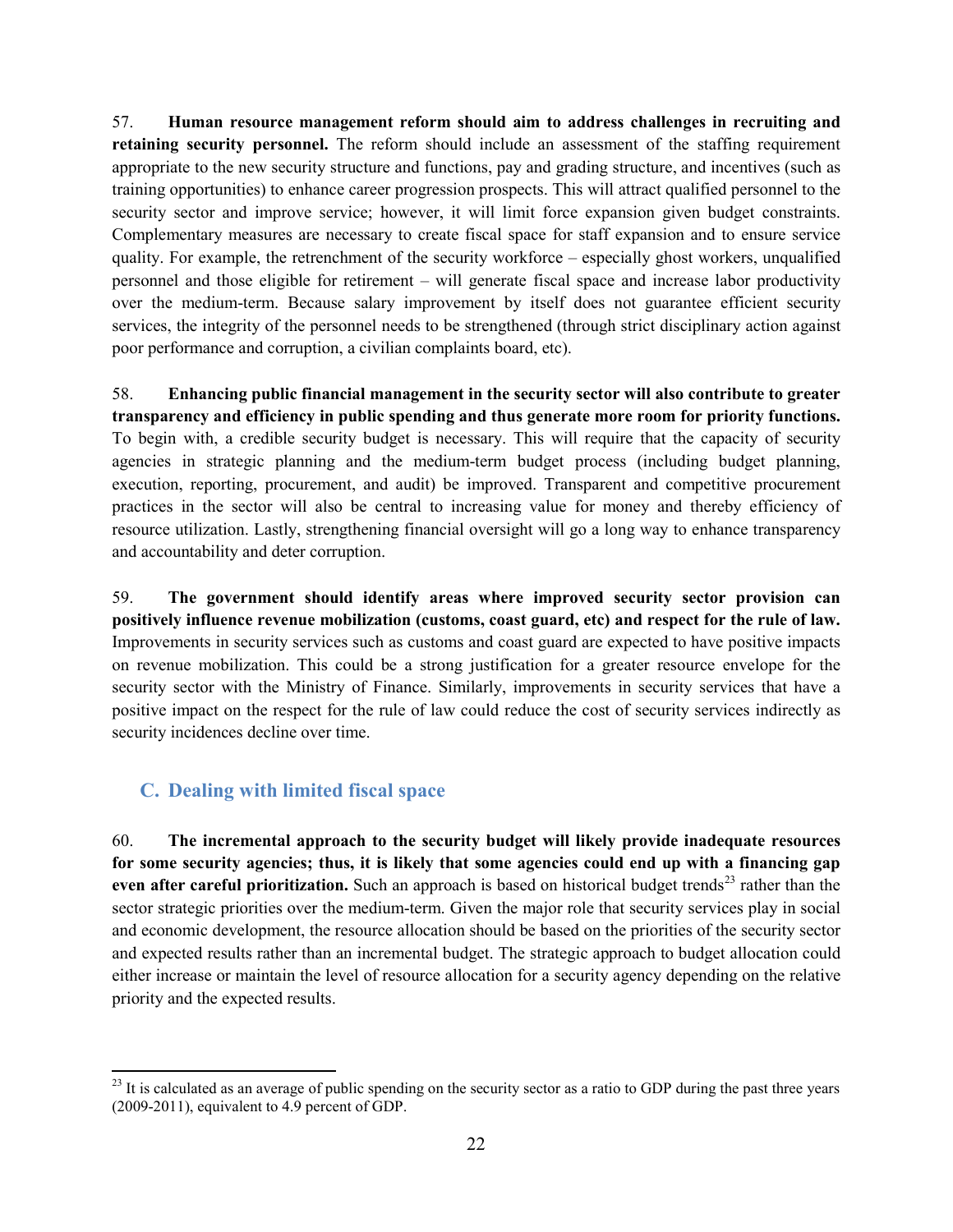57. **Human resource management reform should aim to address challenges in recruiting and retaining security personnel.** The reform should include an assessment of the staffing requirement appropriate to the new security structure and functions, pay and grading structure, and incentives (such as training opportunities) to enhance career progression prospects. This will attract qualified personnel to the security sector and improve service; however, it will limit force expansion given budget constraints. Complementary measures are necessary to create fiscal space for staff expansion and to ensure service quality. For example, the retrenchment of the security workforce – especially ghost workers, unqualified personnel and those eligible for retirement – will generate fiscal space and increase labor productivity over the medium-term. Because salary improvement by itself does not guarantee efficient security services, the integrity of the personnel needs to be strengthened (through strict disciplinary action against poor performance and corruption, a civilian complaints board, etc).

58. **Enhancing public financial management in the security sector will also contribute to greater transparency and efficiency in public spending and thus generate more room for priority functions.** To begin with, a credible security budget is necessary. This will require that the capacity of security agencies in strategic planning and the medium-term budget process (including budget planning, execution, reporting, procurement, and audit) be improved. Transparent and competitive procurement practices in the sector will also be central to increasing value for money and thereby efficiency of resource utilization. Lastly, strengthening financial oversight will go a long way to enhance transparency and accountability and deter corruption.

59. **The government should identify areas where improved security sector provision can positively influence revenue mobilization (customs, coast guard, etc) and respect for the rule of law.** Improvements in security services such as customs and coast guard are expected to have positive impacts on revenue mobilization. This could be a strong justification for a greater resource envelope for the security sector with the Ministry of Finance. Similarly, improvements in security services that have a positive impact on the respect for the rule of law could reduce the cost of security services indirectly as security incidences decline over time.

## C. Dealing with limited fiscal space

60. **The incremental approach to the security budget will likely provide inadequate resources for some security agencies; thus, it is likely that some agencies could end up with a financing gap even after careful prioritization.** Such an approach is based on historical budget trends[23] rather than the sector strategic priorities over the medium-term. Given the major role that security services play in social and economic development, the resource allocation should be based on the priorities of the security sector and expected results rather than an incremental budget. The strategic approach to budget allocation could either increase or maintain the level of resource allocation for a security agency depending on the relative priority and the expected results.

[23] It is calculated as an average of public spending on the security sector as a ratio to GDP during the past three years (2009-2011), equivalent to 4.9 percent of GDP.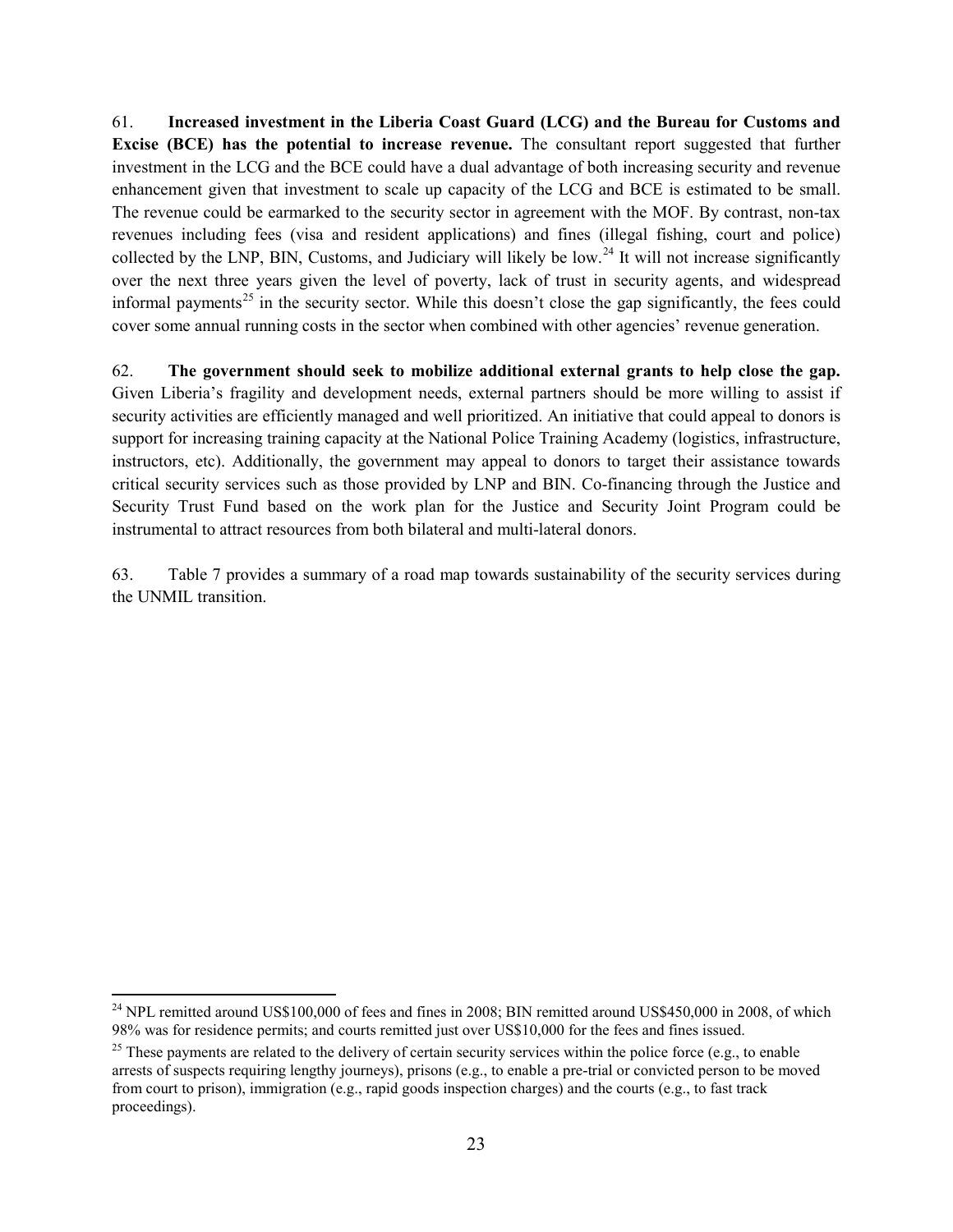61. **Increased investment in the Liberia Coast Guard (LCG) and the Bureau for Customs and Excise (BCE) has the potential to increase revenue.** The consultant report suggested that further investment in the LCG and the BCE could have a dual advantage of both increasing security and revenue enhancement given that investment to scale up capacity of the LCG and BCE is estimated to be small. The revenue could be earmarked to the security sector in agreement with the MOF. By contrast, non-tax revenues including fees (visa and resident applications) and fines (illegal fishing, court and police) collected by the LNP, BIN, Customs, and Judiciary will likely be low.[24] It will not increase significantly over the next three years given the level of poverty, lack of trust in security agents, and widespread informal payments[25] in the security sector. While this doesn't close the gap significantly, the fees could cover some annual running costs in the sector when combined with other agencies' revenue generation.

62. **The government should seek to mobilize additional external grants to help close the gap.** Given Liberia's fragility and development needs, external partners should be more willing to assist if security activities are efficiently managed and well prioritized. An initiative that could appeal to donors is support for increasing training capacity at the National Police Training Academy (logistics, infrastructure, instructors, etc). Additionally, the government may appeal to donors to target their assistance towards critical security services such as those provided by LNP and BIN. Co-financing through the Justice and Security Trust Fund based on the work plan for the Justice and Security Joint Program could be instrumental to attract resources from both bilateral and multi-lateral donors.

63. Table 7 provides a summary of a road map towards sustainability of the security services during the UNMIL transition.

---

[24] NPL remitted around US$100,000 of fees and fines in 2008; BIN remitted around US$450,000 in 2008, of which 98% was for residence permits; and courts remitted just over US$10,000 for the fees and fines issued.

[25] These payments are related to the delivery of certain security services within the police force (e.g., to enable arrests of suspects requiring lengthy journeys), prisons (e.g., to enable a pre-trial or convicted person to be moved from court to prison), immigration (e.g., rapid goods inspection charges) and the courts (e.g., to fast track proceedings).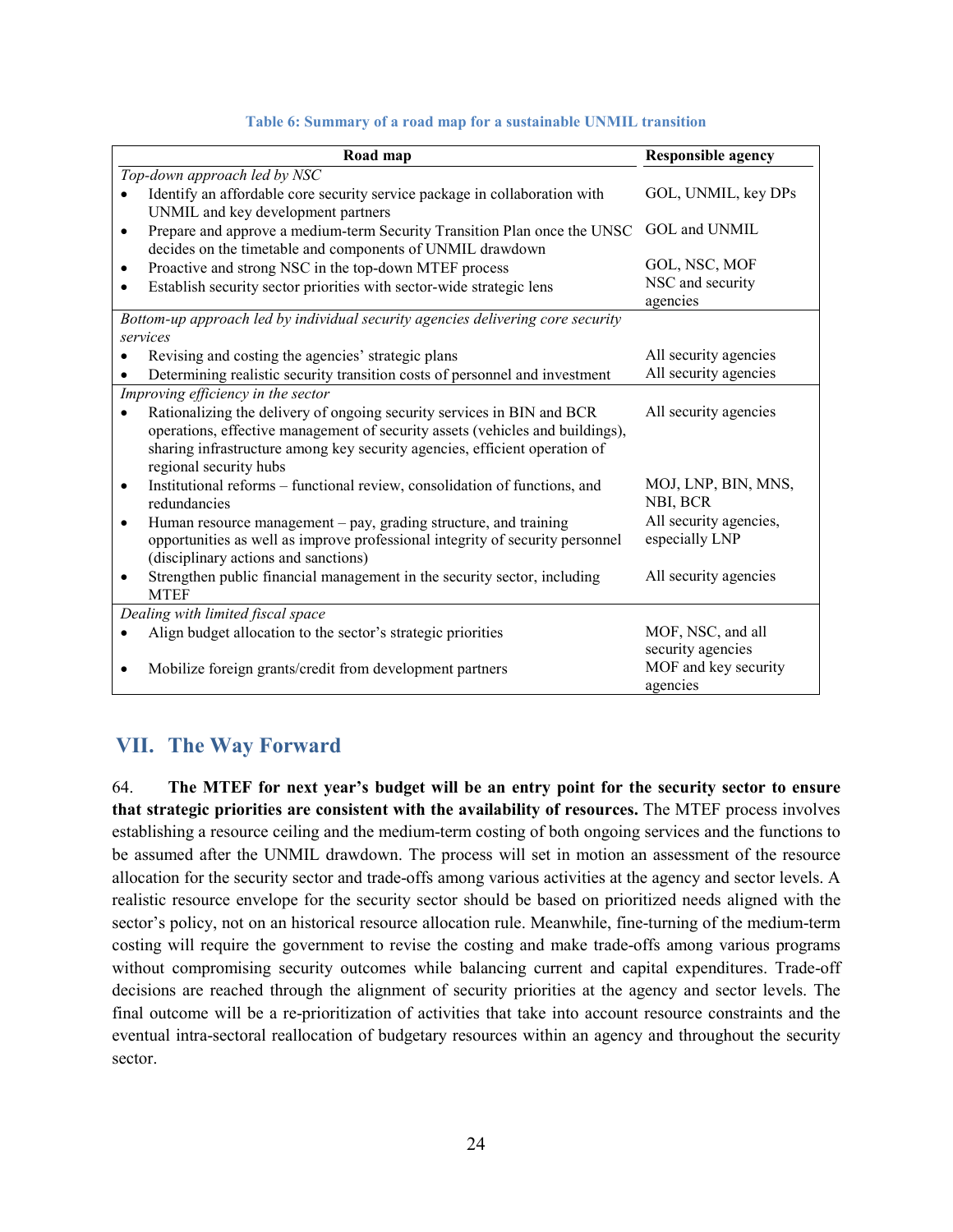**Table 6: Summary of a road map for a sustainable UNMIL transition**

| Road map | Responsible agency |
|---|---|
| *Top-down approach led by NSC* | |
| • Identify an affordable core security service package in collaboration with UNMIL and key development partners | GOL, UNMIL, key DPs |
| • Prepare and approve a medium-term Security Transition Plan once the UNSC decides on the timetable and components of UNMIL drawdown | GOL and UNMIL |
| • Proactive and strong NSC in the top-down MTEF process | GOL, NSC, MOF |
| • Establish security sector priorities with sector-wide strategic lens | NSC and security agencies |
| *Bottom-up approach led by individual security agencies delivering core security services* | |
| • Revising and costing the agencies' strategic plans | All security agencies |
| • Determining realistic security transition costs of personnel and investment | All security agencies |
| *Improving efficiency in the sector* | |
| • Rationalizing the delivery of ongoing security services in BIN and BCR operations, effective management of security assets (vehicles and buildings), sharing infrastructure among key security agencies, efficient operation of regional security hubs | All security agencies |
| • Institutional reforms – functional review, consolidation of functions, and redundancies | MOJ, LNP, BIN, MNS, NBI, BCR |
| • Human resource management – pay, grading structure, and training opportunities as well as improve professional integrity of security personnel (disciplinary actions and sanctions) | All security agencies, especially LNP |
| • Strengthen public financial management in the security sector, including MTEF | All security agencies |
| *Dealing with limited fiscal space* | |
| • Align budget allocation to the sector's strategic priorities | MOF, NSC, and all security agencies |
| • Mobilize foreign grants/credit from development partners | MOF and key security agencies |

## VII. The Way Forward

64. **The MTEF for next year's budget will be an entry point for the security sector to ensure that strategic priorities are consistent with the availability of resources.** The MTEF process involves establishing a resource ceiling and the medium-term costing of both ongoing services and the functions to be assumed after the UNMIL drawdown. The process will set in motion an assessment of the resource allocation for the security sector and trade-offs among various activities at the agency and sector levels. A realistic resource envelope for the security sector should be based on prioritized needs aligned with the sector's policy, not on an historical resource allocation rule. Meanwhile, fine-turning of the medium-term costing will require the government to revise the costing and make trade-offs among various programs without compromising security outcomes while balancing current and capital expenditures. Trade-off decisions are reached through the alignment of security priorities at the agency and sector levels. The final outcome will be a re-prioritization of activities that take into account resource constraints and the eventual intra-sectoral reallocation of budgetary resources within an agency and throughout the security sector.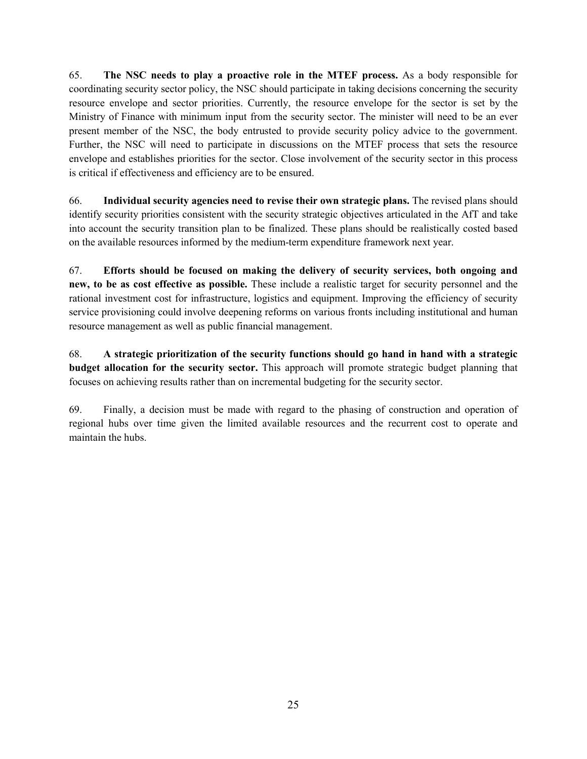65. **The NSC needs to play a proactive role in the MTEF process.** As a body responsible for coordinating security sector policy, the NSC should participate in taking decisions concerning the security resource envelope and sector priorities. Currently, the resource envelope for the sector is set by the Ministry of Finance with minimum input from the security sector. The minister will need to be an ever present member of the NSC, the body entrusted to provide security policy advice to the government. Further, the NSC will need to participate in discussions on the MTEF process that sets the resource envelope and establishes priorities for the sector. Close involvement of the security sector in this process is critical if effectiveness and efficiency are to be ensured.

66. **Individual security agencies need to revise their own strategic plans.** The revised plans should identify security priorities consistent with the security strategic objectives articulated in the AfT and take into account the security transition plan to be finalized. These plans should be realistically costed based on the available resources informed by the medium-term expenditure framework next year.

67. **Efforts should be focused on making the delivery of security services, both ongoing and new, to be as cost effective as possible.** These include a realistic target for security personnel and the rational investment cost for infrastructure, logistics and equipment. Improving the efficiency of security service provisioning could involve deepening reforms on various fronts including institutional and human resource management as well as public financial management.

68. **A strategic prioritization of the security functions should go hand in hand with a strategic budget allocation for the security sector.** This approach will promote strategic budget planning that focuses on achieving results rather than on incremental budgeting for the security sector.

69. Finally, a decision must be made with regard to the phasing of construction and operation of regional hubs over time given the limited available resources and the recurrent cost to operate and maintain the hubs.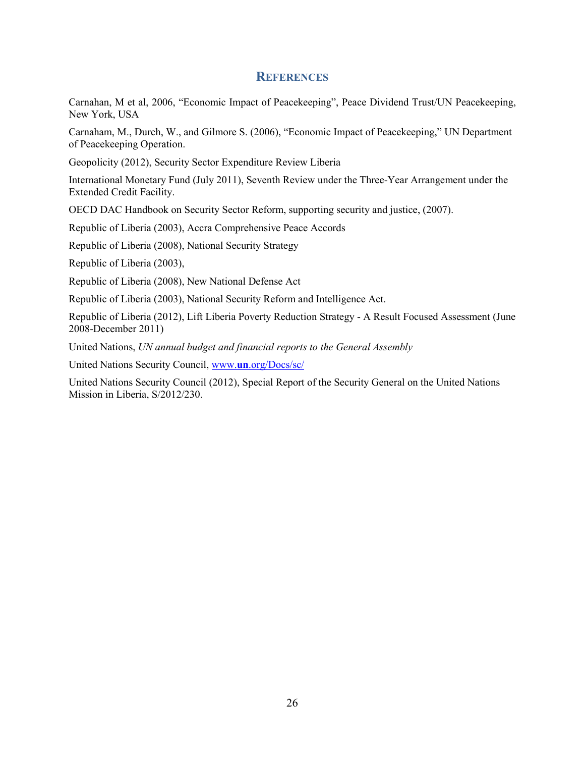# REFERENCES

Carnahan, M et al, 2006, "Economic Impact of Peacekeeping", Peace Dividend Trust/UN Peacekeeping, New York, USA

Carnaham, M., Durch, W., and Gilmore S. (2006), "Economic Impact of Peacekeeping," UN Department of Peacekeeping Operation.

Geopolicity (2012), Security Sector Expenditure Review Liberia

International Monetary Fund (July 2011), Seventh Review under the Three-Year Arrangement under the Extended Credit Facility.

OECD DAC Handbook on Security Sector Reform, supporting security and justice, (2007).

Republic of Liberia (2003), Accra Comprehensive Peace Accords

Republic of Liberia (2008), National Security Strategy

Republic of Liberia (2003),

Republic of Liberia (2008), New National Defense Act

Republic of Liberia (2003), National Security Reform and Intelligence Act.

Republic of Liberia (2012), Lift Liberia Poverty Reduction Strategy - A Result Focused Assessment (June 2008-December 2011)

United Nations, *UN annual budget and financial reports to the General Assembly*

United Nations Security Council, [www.**un**.org/Docs/sc/](www.un.org/Docs/sc/)

United Nations Security Council (2012), Special Report of the Security General on the United Nations Mission in Liberia, S/2012/230.